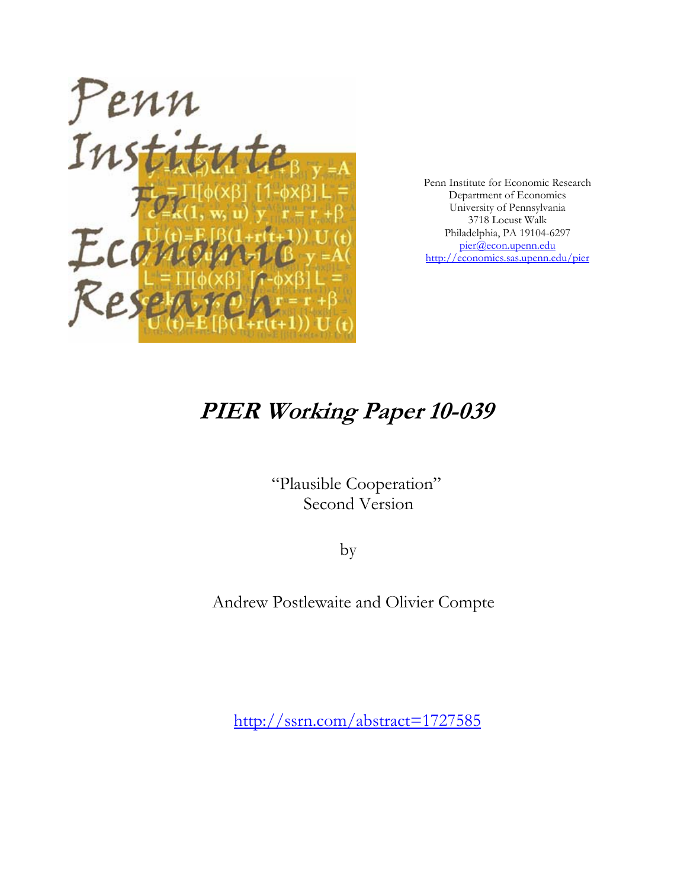Penn Institute for Economic Research
Department of Economics
University of Pennsylvania
3718 Locust Walk
Philadelphia, PA 19104-6297
pier@econ.upenn.edu
http://economics.sas.upenn.edu/pier

# PIER Working Paper 10-039

"Plausible Cooperation"
Second Version

by

Andrew Postlewaite and Olivier Compte

http://ssrn.com/abstract=1727585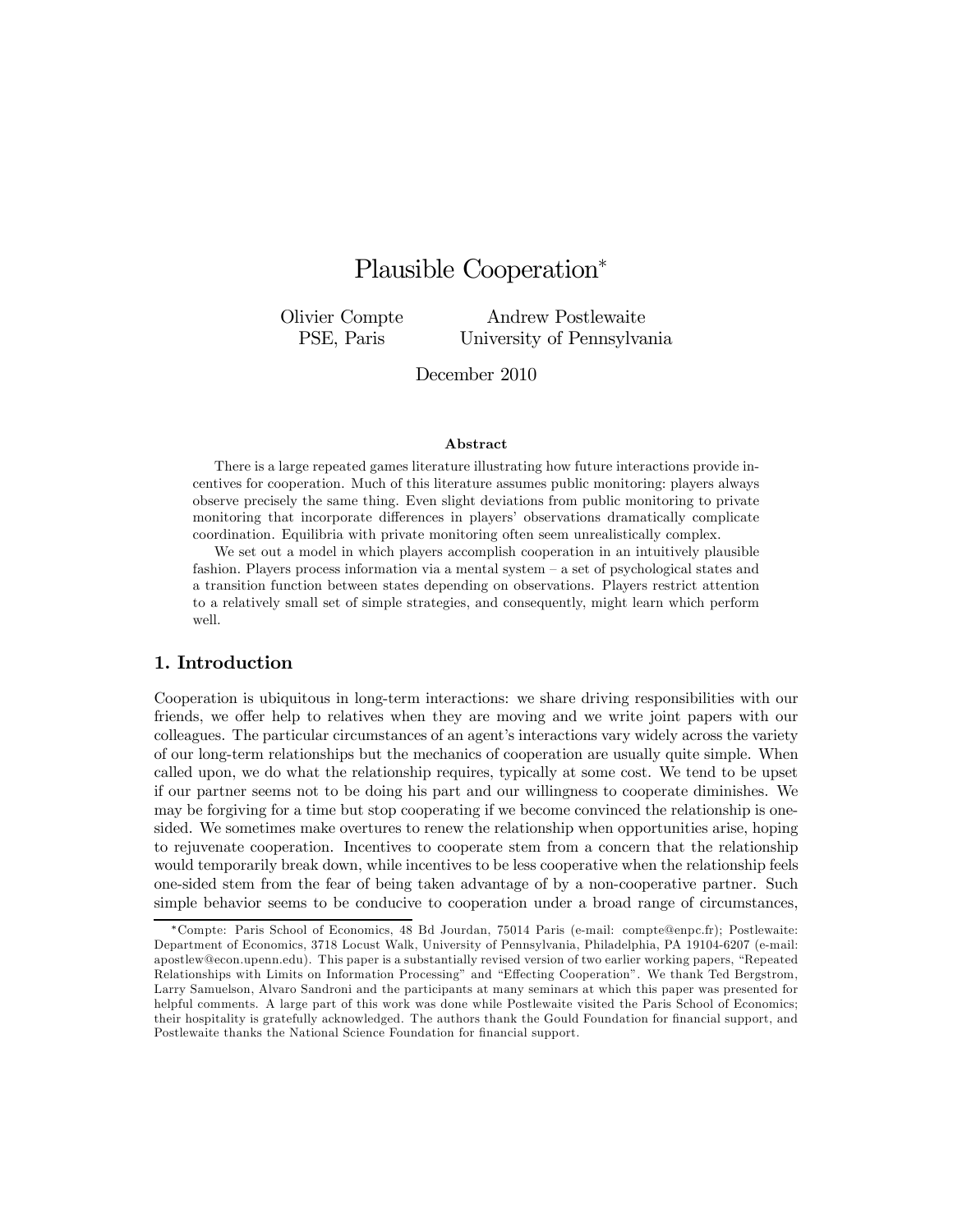# Plausible Cooperation*

Olivier Compte
PSE, Paris

Andrew Postlewaite
University of Pennsylvania

December 2010

### Abstract

There is a large repeated games literature illustrating how future interactions provide incentives for cooperation. Much of this literature assumes public monitoring: players always observe precisely the same thing. Even slight deviations from public monitoring to private monitoring that incorporate differences in players' observations dramatically complicate coordination. Equilibria with private monitoring often seem unrealistically complex.

We set out a model in which players accomplish cooperation in an intuitively plausible fashion. Players process information via a mental system – a set of psychological states and a transition function between states depending on observations. Players restrict attention to a relatively small set of simple strategies, and consequently, might learn which perform well.

## 1. Introduction

Cooperation is ubiquitous in long-term interactions: we share driving responsibilities with our friends, we offer help to relatives when they are moving and we write joint papers with our colleagues. The particular circumstances of an agent's interactions vary widely across the variety of our long-term relationships but the mechanics of cooperation are usually quite simple. When called upon, we do what the relationship requires, typically at some cost. We tend to be upset if our partner seems not to be doing his part and our willingness to cooperate diminishes. We may be forgiving for a time but stop cooperating if we become convinced the relationship is one-sided. We sometimes make overtures to renew the relationship when opportunities arise, hoping to rejuvenate cooperation. Incentives to cooperate stem from a concern that the relationship would temporarily break down, while incentives to be less cooperative when the relationship feels one-sided stem from the fear of being taken advantage of by a non-cooperative partner. Such simple behavior seems to be conducive to cooperation under a broad range of circumstances,

*Compte: Paris School of Economics, 48 Bd Jourdan, 75014 Paris (e-mail: compte@enpc.fr); Postlewaite: Department of Economics, 3718 Locust Walk, University of Pennsylvania, Philadelphia, PA 19104-6207 (e-mail: apostlew@econ.upenn.edu). This paper is a substantially revised version of two earlier working papers, "Repeated Relationships with Limits on Information Processing" and "Effecting Cooperation". We thank Ted Bergstrom, Larry Samuelson, Alvaro Sandroni and the participants at many seminars at which this paper was presented for helpful comments. A large part of this work was done while Postlewaite visited the Paris School of Economics; their hospitality is gratefully acknowledged. The authors thank the Gould Foundation for financial support, and Postlewaite thanks the National Science Foundation for financial support.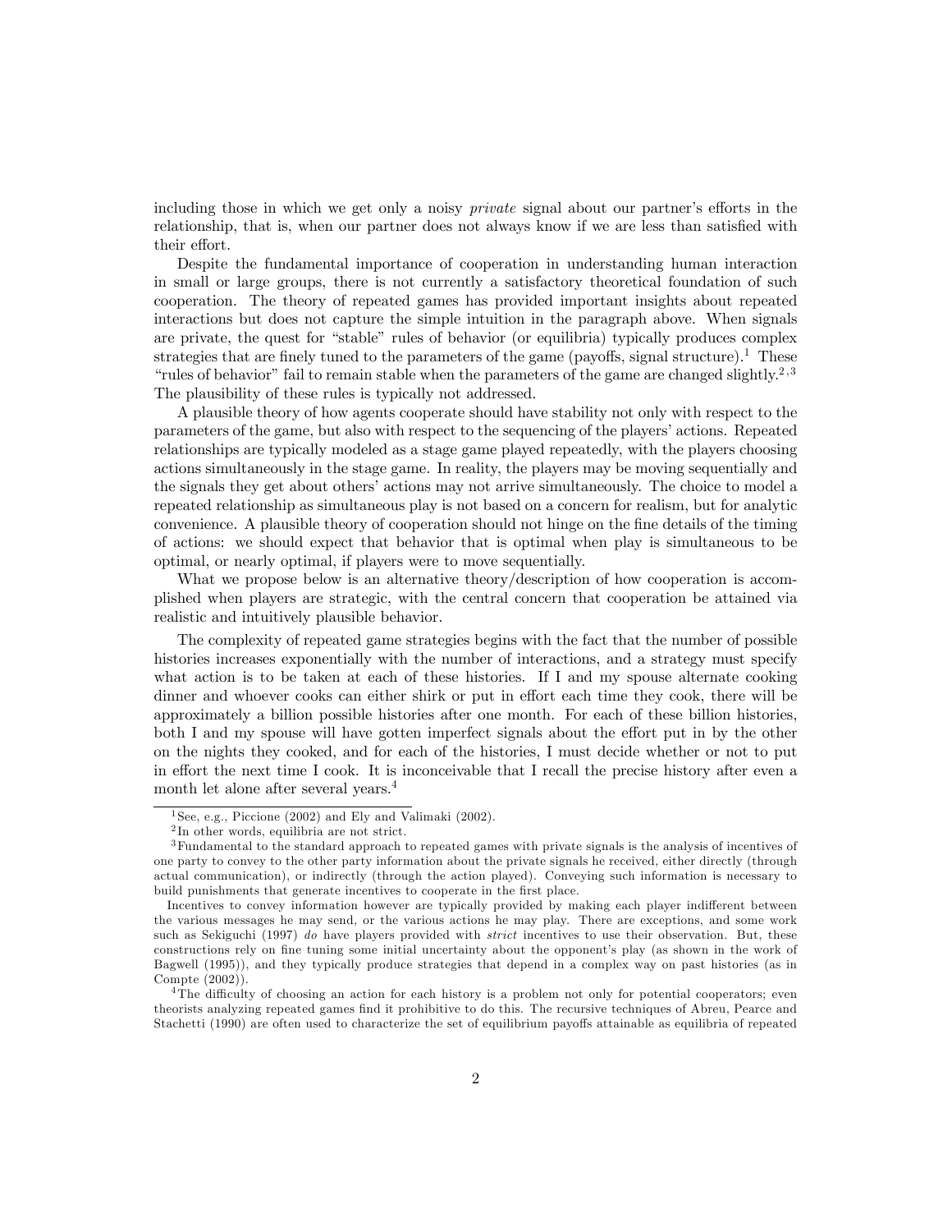including those in which we get only a noisy *private* signal about our partner's efforts in the relationship, that is, when our partner does not always know if we are less than satisfied with their effort.

Despite the fundamental importance of cooperation in understanding human interaction in small or large groups, there is not currently a satisfactory theoretical foundation of such cooperation. The theory of repeated games has provided important insights about repeated interactions but does not capture the simple intuition in the paragraph above. When signals are private, the quest for "stable" rules of behavior (or equilibria) typically produces complex strategies that are finely tuned to the parameters of the game (payoffs, signal structure).[1] These "rules of behavior" fail to remain stable when the parameters of the game are changed slightly.[2,3] The plausibility of these rules is typically not addressed.

A plausible theory of how agents cooperate should have stability not only with respect to the parameters of the game, but also with respect to the sequencing of the players' actions. Repeated relationships are typically modeled as a stage game played repeatedly, with the players choosing actions simultaneously in the stage game. In reality, the players may be moving sequentially and the signals they get about others' actions may not arrive simultaneously. The choice to model a repeated relationship as simultaneous play is not based on a concern for realism, but for analytic convenience. A plausible theory of cooperation should not hinge on the fine details of the timing of actions: we should expect that behavior that is optimal when play is simultaneous to be optimal, or nearly optimal, if players were to move sequentially.

What we propose below is an alternative theory/description of how cooperation is accomplished when players are strategic, with the central concern that cooperation be attained via realistic and intuitively plausible behavior.

The complexity of repeated game strategies begins with the fact that the number of possible histories increases exponentially with the number of interactions, and a strategy must specify what action is to be taken at each of these histories. If I and my spouse alternate cooking dinner and whoever cooks can either shirk or put in effort each time they cook, there will be approximately a billion possible histories after one month. For each of these billion histories, both I and my spouse will have gotten imperfect signals about the effort put in by the other on the nights they cooked, and for each of the histories, I must decide whether or not to put in effort the next time I cook. It is inconceivable that I recall the precise history after even a month let alone after several years.[4]

---

[1] See, e.g., Piccione (2002) and Ely and Valimaki (2002).

[2] In other words, equilibria are not strict.

[3] Fundamental to the standard approach to repeated games with private signals is the analysis of incentives of one party to convey to the other party information about the private signals he received, either directly (through actual communication), or indirectly (through the action played). Conveying such information is necessary to build punishments that generate incentives to cooperate in the first place.

Incentives to convey information however are typically provided by making each player indifferent between the various messages he may send, or the various actions he may play. There are exceptions, and some work such as Sekiguchi (1997) *do* have players provided with *strict* incentives to use their observation. But, these constructions rely on fine tuning some initial uncertainty about the opponent's play (as shown in the work of Bagwell (1995)), and they typically produce strategies that depend in a complex way on past histories (as in Compte (2002)).

[4] The difficulty of choosing an action for each history is a problem not only for potential cooperators; even theorists analyzing repeated games find it prohibitive to do this. The recursive techniques of Abreu, Pearce and Stachetti (1990) are often used to characterize the set of equilibrium payoffs attainable as equilibria of repeated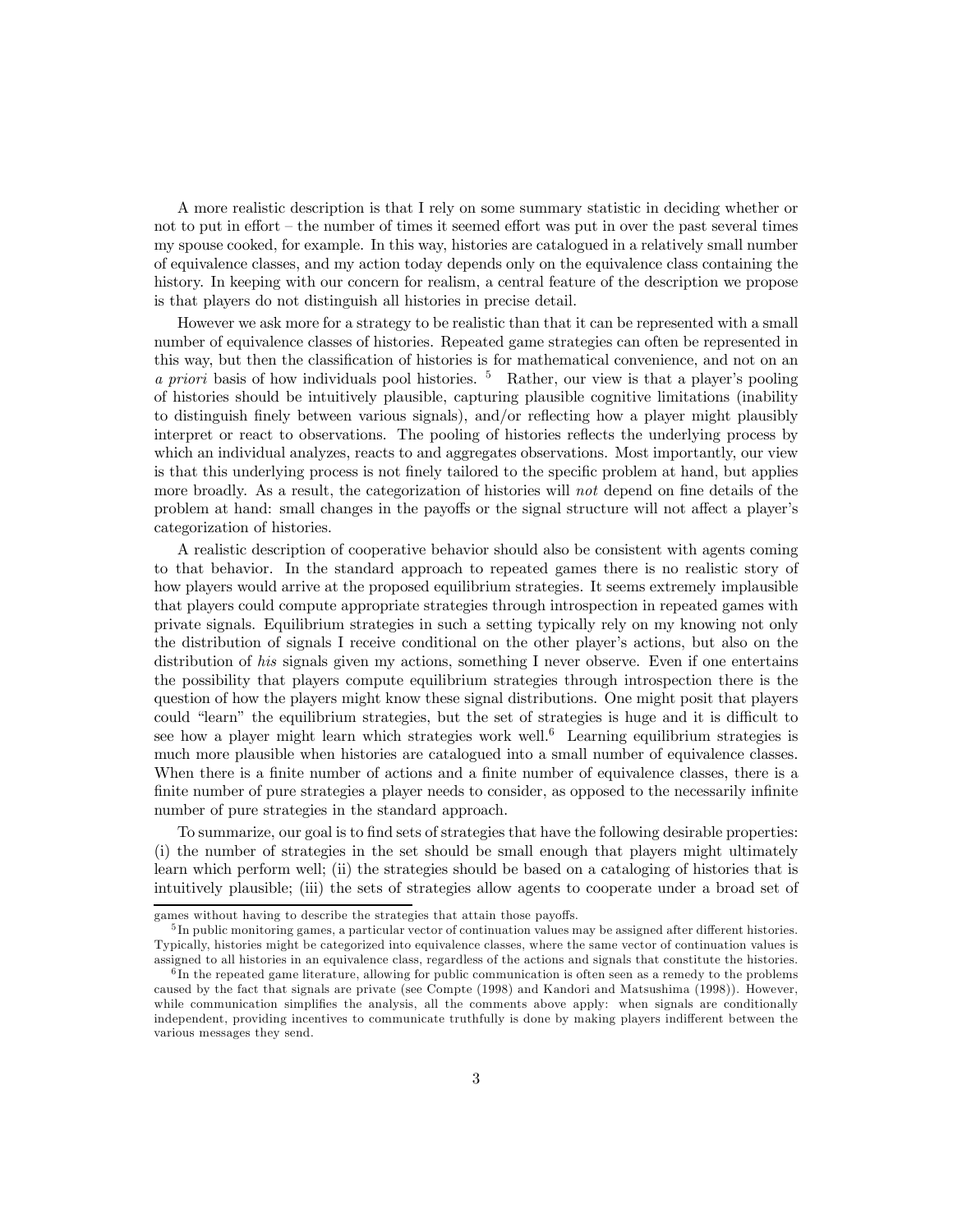A more realistic description is that I rely on some summary statistic in deciding whether or not to put in effort – the number of times it seemed effort was put in over the past several times my spouse cooked, for example. In this way, histories are catalogued in a relatively small number of equivalence classes, and my action today depends only on the equivalence class containing the history. In keeping with our concern for realism, a central feature of the description we propose is that players do not distinguish all histories in precise detail.

However we ask more for a strategy to be realistic than that it can be represented with a small number of equivalence classes of histories. Repeated game strategies can often be represented in this way, but then the classification of histories is for mathematical convenience, and not on an *a priori* basis of how individuals pool histories. [5] Rather, our view is that a player's pooling of histories should be intuitively plausible, capturing plausible cognitive limitations (inability to distinguish finely between various signals), and/or reflecting how a player might plausibly interpret or react to observations. The pooling of histories reflects the underlying process by which an individual analyzes, reacts to and aggregates observations. Most importantly, our view is that this underlying process is not finely tailored to the specific problem at hand, but applies more broadly. As a result, the categorization of histories will *not* depend on fine details of the problem at hand: small changes in the payoffs or the signal structure will not affect a player's categorization of histories.

A realistic description of cooperative behavior should also be consistent with agents coming to that behavior. In the standard approach to repeated games there is no realistic story of how players would arrive at the proposed equilibrium strategies. It seems extremely implausible that players could compute appropriate strategies through introspection in repeated games with private signals. Equilibrium strategies in such a setting typically rely on my knowing not only the distribution of signals I receive conditional on the other player's actions, but also on the distribution of *his* signals given my actions, something I never observe. Even if one entertains the possibility that players compute equilibrium strategies through introspection there is the question of how the players might know these signal distributions. One might posit that players could "learn" the equilibrium strategies, but the set of strategies is huge and it is difficult to see how a player might learn which strategies work well.[6] Learning equilibrium strategies is much more plausible when histories are catalogued into a small number of equivalence classes. When there is a finite number of actions and a finite number of equivalence classes, there is a finite number of pure strategies a player needs to consider, as opposed to the necessarily infinite number of pure strategies in the standard approach.

To summarize, our goal is to find sets of strategies that have the following desirable properties: (i) the number of strategies in the set should be small enough that players might ultimately learn which perform well; (ii) the strategies should be based on a cataloging of histories that is intuitively plausible; (iii) the sets of strategies allow agents to cooperate under a broad set of

---

games without having to describe the strategies that attain those payoffs.

[5] In public monitoring games, a particular vector of continuation values may be assigned after different histories. Typically, histories might be categorized into equivalence classes, where the same vector of continuation values is assigned to all histories in an equivalence class, regardless of the actions and signals that constitute the histories.

[6] In the repeated game literature, allowing for public communication is often seen as a remedy to the problems caused by the fact that signals are private (see Compte (1998) and Kandori and Matsushima (1998)). However, while communication simplifies the analysis, all the comments above apply: when signals are conditionally independent, providing incentives to communicate truthfully is done by making players indifferent between the various messages they send.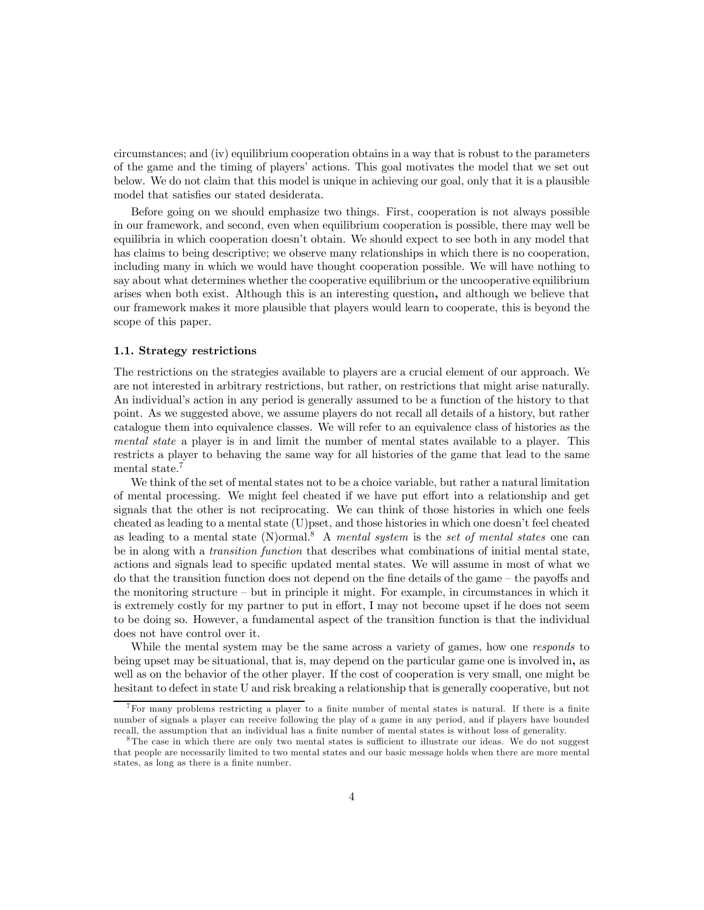circumstances; and (iv) equilibrium cooperation obtains in a way that is robust to the parameters of the game and the timing of players' actions. This goal motivates the model that we set out below. We do not claim that this model is unique in achieving our goal, only that it is a plausible model that satisfies our stated desiderata.

Before going on we should emphasize two things. First, cooperation is not always possible in our framework, and second, even when equilibrium cooperation is possible, there may well be equilibria in which cooperation doesn't obtain. We should expect to see both in any model that has claims to being descriptive; we observe many relationships in which there is no cooperation, including many in which we would have thought cooperation possible. We will have nothing to say about what determines whether the cooperative equilibrium or the uncooperative equilibrium arises when both exist. Although this is an interesting question, and although we believe that our framework makes it more plausible that players would learn to cooperate, this is beyond the scope of this paper.

### 1.1. Strategy restrictions

The restrictions on the strategies available to players are a crucial element of our approach. We are not interested in arbitrary restrictions, but rather, on restrictions that might arise naturally. An individual's action in any period is generally assumed to be a function of the history to that point. As we suggested above, we assume players do not recall all details of a history, but rather catalogue them into equivalence classes. We will refer to an equivalence class of histories as the *mental state* a player is in and limit the number of mental states available to a player. This restricts a player to behaving the same way for all histories of the game that lead to the same mental state.[7]

We think of the set of mental states not to be a choice variable, but rather a natural limitation of mental processing. We might feel cheated if we have put effort into a relationship and get signals that the other is not reciprocating. We can think of those histories in which one feels cheated as leading to a mental state (U)pset, and those histories in which one doesn't feel cheated as leading to a mental state (N)ormal.[8] A *mental system* is the *set of mental states* one can be in along with a *transition function* that describes what combinations of initial mental state, actions and signals lead to specific updated mental states. We will assume in most of what we do that the transition function does not depend on the fine details of the game – the payoffs and the monitoring structure – but in principle it might. For example, in circumstances in which it is extremely costly for my partner to put in effort, I may not become upset if he does not seem to be doing so. However, a fundamental aspect of the transition function is that the individual does not have control over it.

While the mental system may be the same across a variety of games, how one *responds* to being upset may be situational, that is, may depend on the particular game one is involved in, as well as on the behavior of the other player. If the cost of cooperation is very small, one might be hesitant to defect in state U and risk breaking a relationship that is generally cooperative, but not

---

[7] For many problems restricting a player to a finite number of mental states is natural. If there is a finite number of signals a player can receive following the play of a game in any period, and if players have bounded recall, the assumption that an individual has a finite number of mental states is without loss of generality.

[8] The case in which there are only two mental states is sufficient to illustrate our ideas. We do not suggest that people are necessarily limited to two mental states and our basic message holds when there are more mental states, as long as there is a finite number.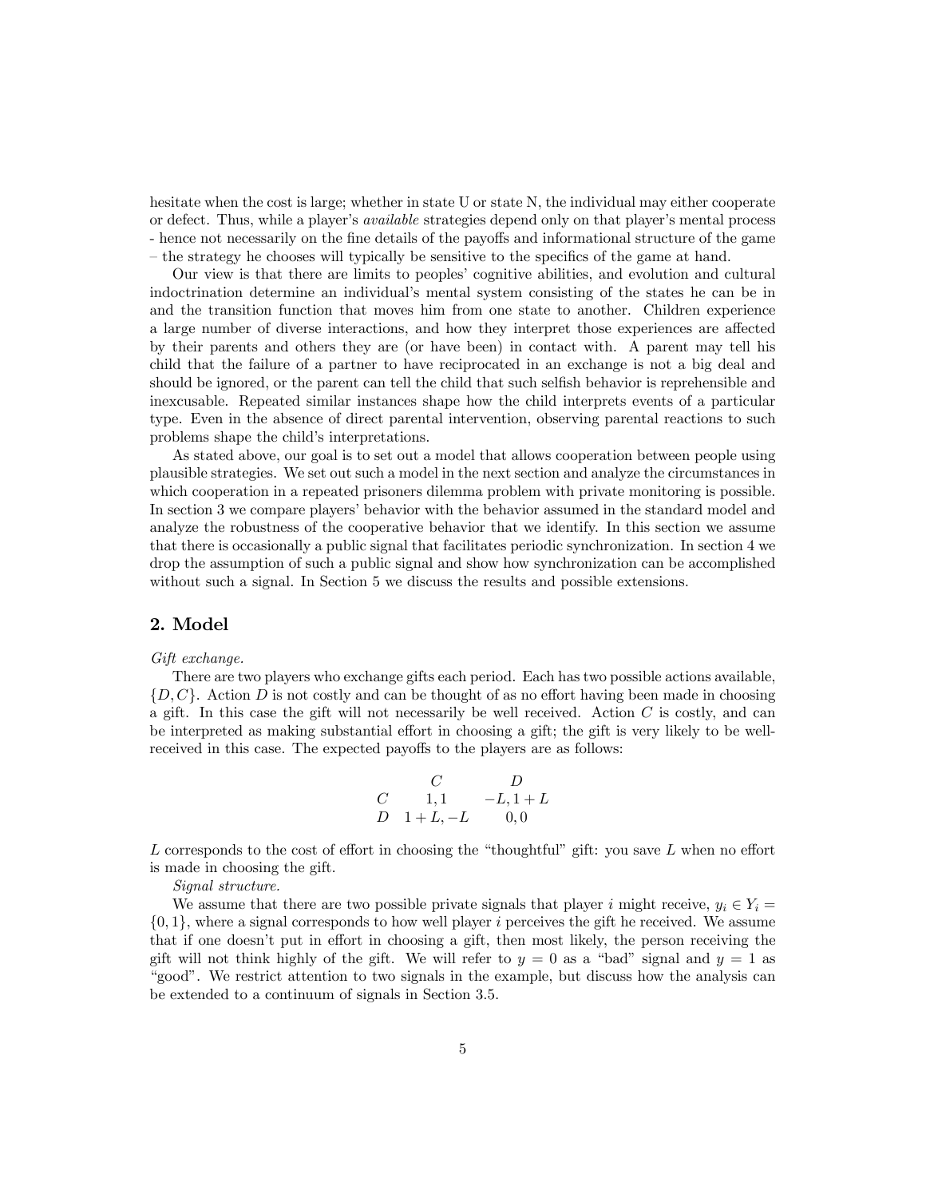hesitate when the cost is large; whether in state U or state N, the individual may either cooperate or defect. Thus, while a player's *available* strategies depend only on that player's mental process - hence not necessarily on the fine details of the payoffs and informational structure of the game – the strategy he chooses will typically be sensitive to the specifics of the game at hand.

Our view is that there are limits to peoples' cognitive abilities, and evolution and cultural indoctrination determine an individual's mental system consisting of the states he can be in and the transition function that moves him from one state to another. Children experience a large number of diverse interactions, and how they interpret those experiences are affected by their parents and others they are (or have been) in contact with. A parent may tell his child that the failure of a partner to have reciprocated in an exchange is not a big deal and should be ignored, or the parent can tell the child that such selfish behavior is reprehensible and inexcusable. Repeated similar instances shape how the child interprets events of a particular type. Even in the absence of direct parental intervention, observing parental reactions to such problems shape the child's interpretations.

As stated above, our goal is to set out a model that allows cooperation between people using plausible strategies. We set out such a model in the next section and analyze the circumstances in which cooperation in a repeated prisoners dilemma problem with private monitoring is possible. In section 3 we compare players' behavior with the behavior assumed in the standard model and analyze the robustness of the cooperative behavior that we identify. In this section we assume that there is occasionally a public signal that facilitates periodic synchronization. In section 4 we drop the assumption of such a public signal and show how synchronization can be accomplished without such a signal. In Section 5 we discuss the results and possible extensions.

## 2. Model

*Gift exchange.*

There are two players who exchange gifts each period. Each has two possible actions available, $\{D, C\}$. Action $D$ is not costly and can be thought of as no effort having been made in choosing a gift. In this case the gift will not necessarily be well received. Action $C$ is costly, and can be interpreted as making substantial effort in choosing a gift; the gift is very likely to be well-received in this case. The expected payoffs to the players are as follows:

|  | $C$ | $D$ |
|---|---|---|
| $C$ | $1, 1$ | $-L, 1+L$ |
| $D$ | $1+L, -L$ | $0, 0$ |

$L$ corresponds to the cost of effort in choosing the "thoughtful" gift: you save $L$ when no effort is made in choosing the gift.

*Signal structure.*

We assume that there are two possible private signals that player $i$ might receive, $y_i \in Y_i = \{0, 1\}$, where a signal corresponds to how well player $i$ perceives the gift he received. We assume that if one doesn't put in effort in choosing a gift, then most likely, the person receiving the gift will not think highly of the gift. We will refer to $y = 0$ as a "bad" signal and $y = 1$ as "good". We restrict attention to two signals in the example, but discuss how the analysis can be extended to a continuum of signals in Section 3.5.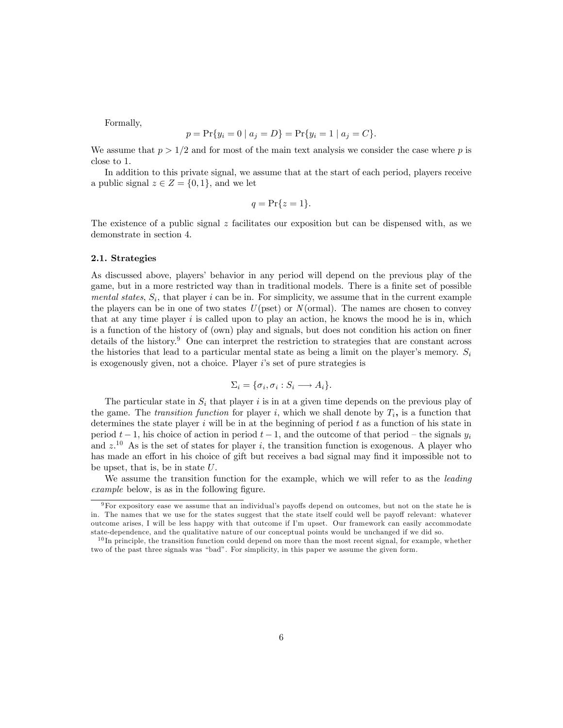Formally,

$$p = \Pr\{y_i = 0 \mid a_j = D\} = \Pr\{y_i = 1 \mid a_j = C\}.$$

We assume that $p > 1/2$ and for most of the main text analysis we consider the case where $p$ is close to 1.

In addition to this private signal, we assume that at the start of each period, players receive a public signal $z \in Z = \{0, 1\}$, and we let

$$q = \Pr\{z = 1\}.$$

The existence of a public signal $z$ facilitates our exposition but can be dispensed with, as we demonstrate in section 4.

### 2.1. Strategies

As discussed above, players' behavior in any period will depend on the previous play of the game, but in a more restricted way than in traditional models. There is a finite set of possible *mental states*, $S_i$, that player $i$ can be in. For simplicity, we assume that in the current example the players can be in one of two states $U$(pset) or $N$(ormal). The names are chosen to convey that at any time player $i$ is called upon to play an action, he knows the mood he is in, which is a function of the history of (own) play and signals, but does not condition his action on finer details of the history.[9] One can interpret the restriction to strategies that are constant across the histories that lead to a particular mental state as being a limit on the player's memory. $S_i$ is exogenously given, not a choice. Player $i$'s set of pure strategies is

$$\Sigma_i = \{\sigma_i, \sigma_i : S_i \longrightarrow A_i\}.$$

The particular state in $S_i$ that player $i$ is in at a given time depends on the previous play of the game. The *transition function* for player $i$, which we shall denote by $T_i$, is a function that determines the state player $i$ will be in at the beginning of period $t$ as a function of his state in period $t-1$, his choice of action in period $t-1$, and the outcome of that period – the signals $y_i$ and $z$.[10] As is the set of states for player $i$, the transition function is exogenous. A player who has made an effort in his choice of gift but receives a bad signal may find it impossible not to be upset, that is, be in state $U$.

We assume the transition function for the example, which we will refer to as the *leading example* below, is as in the following figure.

---

[9] For expository ease we assume that an individual's payoffs depend on outcomes, but not on the state he is in. The names that we use for the states suggest that the state itself could well be payoff relevant: whatever outcome arises, I will be less happy with that outcome if I'm upset. Our framework can easily accommodate state-dependence, and the qualitative nature of our conceptual points would be unchanged if we did so.

[10] In principle, the transition function could depend on more than the most recent signal, for example, whether two of the past three signals was "bad". For simplicity, in this paper we assume the given form.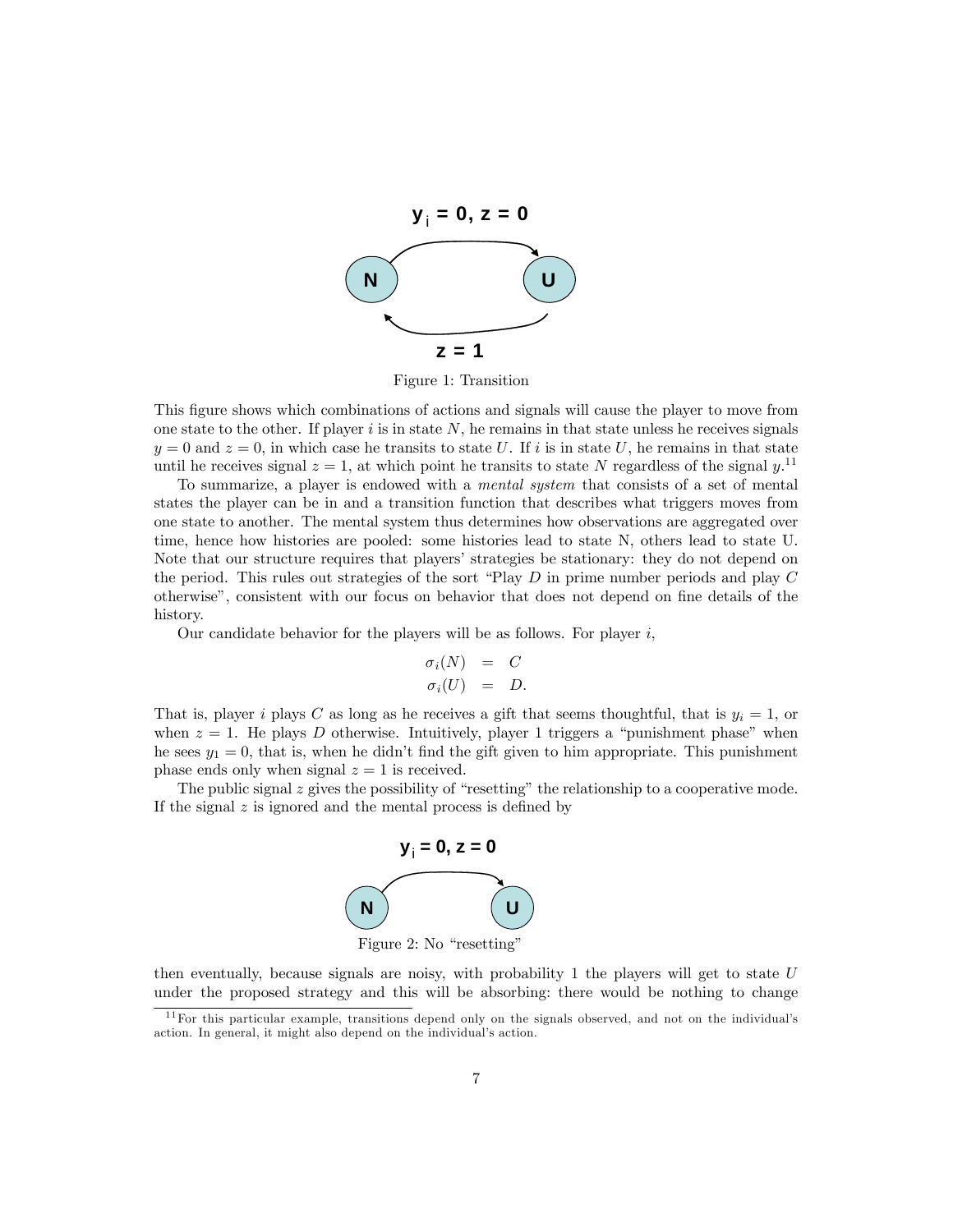Figure 1: Transition

This figure shows which combinations of actions and signals will cause the player to move from one state to the other. If player $i$ is in state $N$, he remains in that state unless he receives signals $y = 0$ and $z = 0$, in which case he transits to state $U$. If $i$ is in state $U$, he remains in that state until he receives signal $z = 1$, at which point he transits to state $N$ regardless of the signal $y$.[11]

To summarize, a player is endowed with a *mental system* that consists of a set of mental states the player can be in and a transition function that describes what triggers moves from one state to another. The mental system thus determines how observations are aggregated over time, hence how histories are pooled: some histories lead to state N, others lead to state U. Note that our structure requires that players' strategies be stationary: they do not depend on the period. This rules out strategies of the sort "Play $D$ in prime number periods and play $C$ otherwise", consistent with our focus on behavior that does not depend on fine details of the history.

Our candidate behavior for the players will be as follows. For player $i$,

$$\begin{aligned} \sigma_i(N) &= C \\ \sigma_i(U) &= D. \end{aligned}$$

That is, player $i$ plays $C$ as long as he receives a gift that seems thoughtful, that is $y_i = 1$, or when $z = 1$. He plays $D$ otherwise. Intuitively, player 1 triggers a "punishment phase" when he sees $y_1 = 0$, that is, when he didn't find the gift given to him appropriate. This punishment phase ends only when signal $z = 1$ is received.

The public signal $z$ gives the possibility of "resetting" the relationship to a cooperative mode. If the signal $z$ is ignored and the mental process is defined by

Figure 2: No "resetting"

then eventually, because signals are noisy, with probability 1 the players will get to state $U$ under the proposed strategy and this will be absorbing: there would be nothing to change

[11] For this particular example, transitions depend only on the signals observed, and not on the individual's action. In general, it might also depend on the individual's action.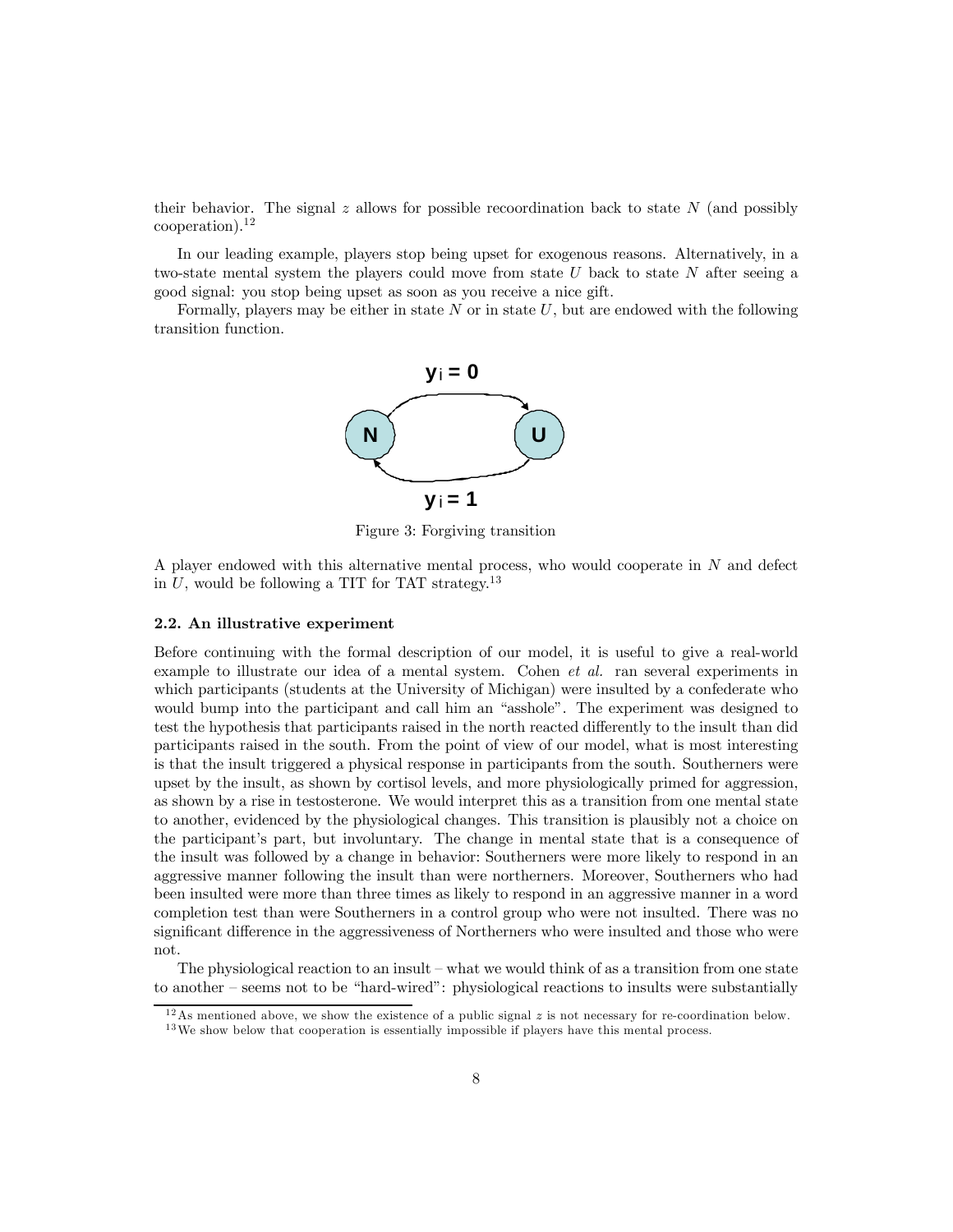their behavior. The signal $z$ allows for possible recoordination back to state $N$ (and possibly cooperation).[12]

In our leading example, players stop being upset for exogenous reasons. Alternatively, in a two-state mental system the players could move from state $U$ back to state $N$ after seeing a good signal: you stop being upset as soon as you receive a nice gift.

Formally, players may be either in state $N$ or in state $U$, but are endowed with the following transition function.

$y_i = 0$

N

U

$y_i = 1$

Figure 3: Forgiving transition

A player endowed with this alternative mental process, who would cooperate in $N$ and defect in $U$, would be following a TIT for TAT strategy.[13]

### 2.2. An illustrative experiment

Before continuing with the formal description of our model, it is useful to give a real-world example to illustrate our idea of a mental system. Cohen *et al.* ran several experiments in which participants (students at the University of Michigan) were insulted by a confederate who would bump into the participant and call him an "asshole". The experiment was designed to test the hypothesis that participants raised in the north reacted differently to the insult than did participants raised in the south. From the point of view of our model, what is most interesting is that the insult triggered a physical response in participants from the south. Southerners were upset by the insult, as shown by cortisol levels, and more physiologically primed for aggression, as shown by a rise in testosterone. We would interpret this as a transition from one mental state to another, evidenced by the physiological changes. This transition is plausibly not a choice on the participant's part, but involuntary. The change in mental state that is a consequence of the insult was followed by a change in behavior: Southerners were more likely to respond in an aggressive manner following the insult than were northerners. Moreover, Southerners who had been insulted were more than three times as likely to respond in an aggressive manner in a word completion test than were Southerners in a control group who were not insulted. There was no significant difference in the aggressiveness of Northerners who were insulted and those who were not.

The physiological reaction to an insult – what we would think of as a transition from one state to another – seems not to be "hard-wired": physiological reactions to insults were substantially

[12] As mentioned above, we show the existence of a public signal $z$ is not necessary for re-coordination below.

[13] We show below that cooperation is essentially impossible if players have this mental process.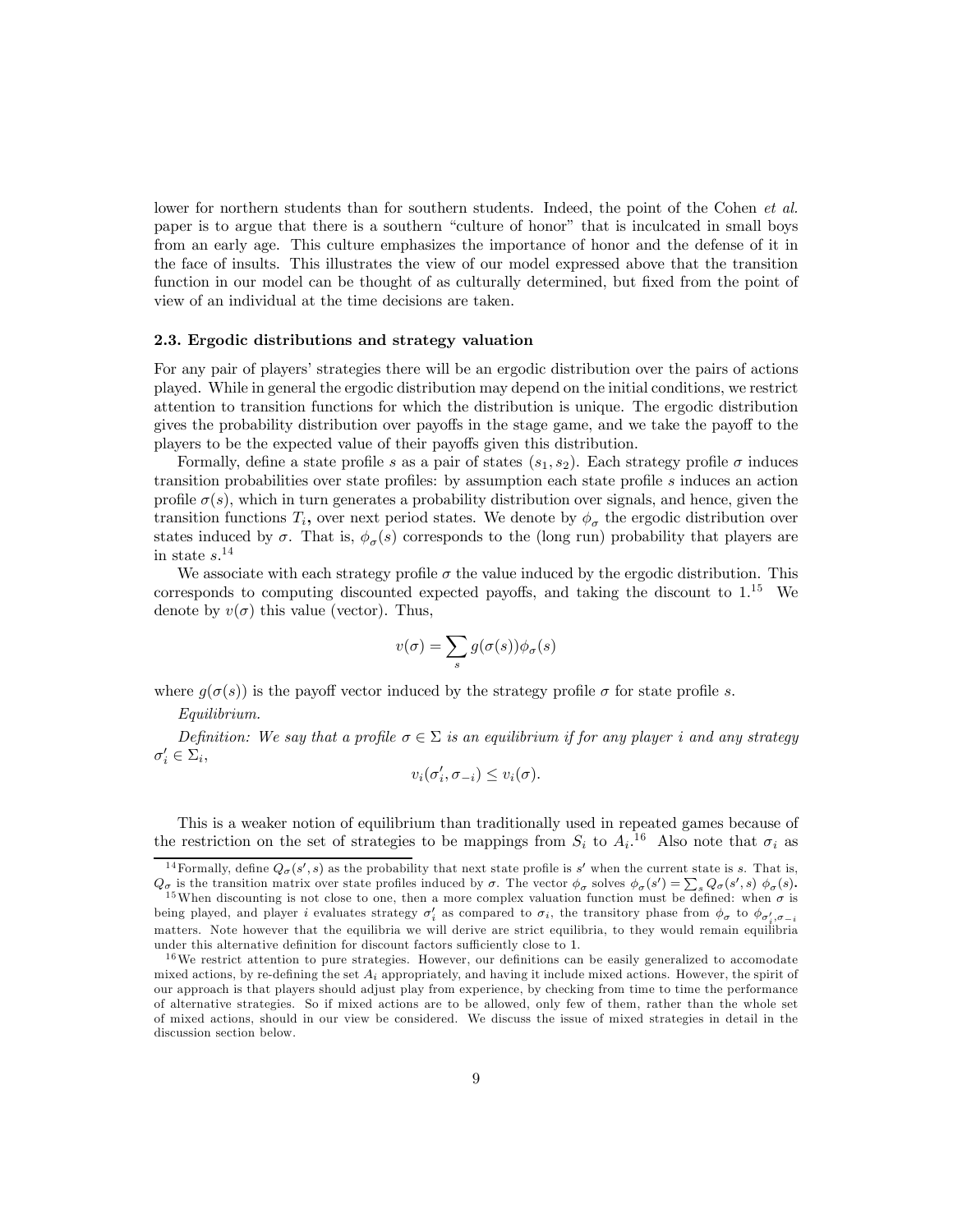lower for northern students than for southern students. Indeed, the point of the Cohen *et al.* paper is to argue that there is a southern "culture of honor" that is inculcated in small boys from an early age. This culture emphasizes the importance of honor and the defense of it in the face of insults. This illustrates the view of our model expressed above that the transition function in our model can be thought of as culturally determined, but fixed from the point of view of an individual at the time decisions are taken.

### 2.3. Ergodic distributions and strategy valuation

For any pair of players' strategies there will be an ergodic distribution over the pairs of actions played. While in general the ergodic distribution may depend on the initial conditions, we restrict attention to transition functions for which the distribution is unique. The ergodic distribution gives the probability distribution over payoffs in the stage game, and we take the payoff to the players to be the expected value of their payoffs given this distribution.

Formally, define a state profile $s$ as a pair of states $(s_1, s_2)$. Each strategy profile $\sigma$ induces transition probabilities over state profiles: by assumption each state profile $s$ induces an action profile $\sigma(s)$, which in turn generates a probability distribution over signals, and hence, given the transition functions $T_i$, over next period states. We denote by $\phi_\sigma$ the ergodic distribution over states induced by $\sigma$. That is, $\phi_\sigma(s)$ corresponds to the (long run) probability that players are in state $s$.[14]

We associate with each strategy profile $\sigma$ the value induced by the ergodic distribution. This corresponds to computing discounted expected payoffs, and taking the discount to 1.[15] We denote by $v(\sigma)$ this value (vector). Thus,

$$v(\sigma) = \sum_s g(\sigma(s))\phi_\sigma(s)$$

where $g(\sigma(s))$ is the payoff vector induced by the strategy profile $\sigma$ for state profile $s$.

*Equilibrium.*

*Definition: We say that a profile $\sigma \in \Sigma$ is an equilibrium if for any player $i$ and any strategy $\sigma'_i \in \Sigma_i$,*

$$v_i(\sigma'_i, \sigma_{-i}) \leq v_i(\sigma).$$

This is a weaker notion of equilibrium than traditionally used in repeated games because of the restriction on the set of strategies to be mappings from $S_i$ to $A_i$.[16] Also note that $\sigma_i$ as

---

[14] Formally, define $Q_\sigma(s', s)$ as the probability that next state profile is $s'$ when the current state is $s$. That is, $Q_\sigma$ is the transition matrix over state profiles induced by $\sigma$. The vector $\phi_\sigma$ solves $\phi_\sigma(s') = \sum_s Q_\sigma(s', s)\ \phi_\sigma(s)$.

[15] When discounting is not close to one, then a more complex valuation function must be defined: when $\sigma$ is being played, and player $i$ evaluates strategy $\sigma'_i$ as compared to $\sigma_i$, the transitory phase from $\phi_\sigma$ to $\phi_{\sigma'_i, \sigma_{-i}}$ matters. Note however that the equilibria we will derive are strict equilibria, to they would remain equilibria under this alternative definition for discount factors sufficiently close to 1.

[16] We restrict attention to pure strategies. However, our definitions can be easily generalized to accomodate mixed actions, by re-defining the set $A_i$ appropriately, and having it include mixed actions. However, the spirit of our approach is that players should adjust play from experience, by checking from time to time the performance of alternative strategies. So if mixed actions are to be allowed, only few of them, rather than the whole set of mixed actions, should in our view be considered. We discuss the issue of mixed strategies in detail in the discussion section below.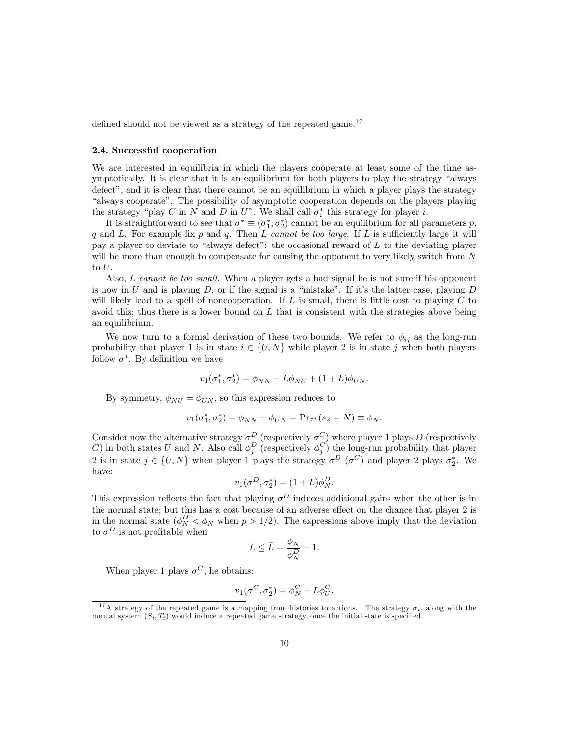defined should not be viewed as a strategy of the repeated game.[17]

### 2.4. Successful cooperation

We are interested in equilibria in which the players cooperate at least some of the time asymptotically. It is clear that it is an equilibrium for both players to play the strategy "always defect", and it is clear that there cannot be an equilibrium in which a player plays the strategy "always cooperate". The possibility of asymptotic cooperation depends on the players playing the strategy "play $C$ in $N$ and $D$ in $U$". We shall call $\sigma_i^*$ this strategy for player $i$.

It is straightforward to see that $\sigma^* \equiv (\sigma_1^*, \sigma_2^*)$ cannot be an equilibrium for all parameters $p$, $q$ and $L$. For example fix $p$ and $q$. Then *$L$ cannot be too large*. If $L$ is sufficiently large it will pay a player to deviate to "always defect": the occasional reward of $L$ to the deviating player will be more than enough to compensate for causing the opponent to very likely switch from $N$ to $U$.

Also, *$L$ cannot be too small*. When a player gets a bad signal he is not sure if his opponent is now in $U$ and is playing $D$, or if the signal is a "mistake". If it's the latter case, playing $D$ will likely lead to a spell of noncooperation. If $L$ is small, there is little cost to playing $C$ to avoid this; thus there is a lower bound on $L$ that is consistent with the strategies above being an equilibrium.

We now turn to a formal derivation of these two bounds. We refer to $\phi_{ij}$ as the long-run probability that player 1 is in state $i \in \{U, N\}$ while player 2 is in state $j$ when both players follow $\sigma^*$. By definition we have

$$v_1(\sigma_1^*, \sigma_2^*) = \phi_{NN} - L\phi_{NU} + (1+L)\phi_{UN}.$$

By symmetry, $\phi_{NU} = \phi_{UN}$, so this expression reduces to

$$v_1(\sigma_1^*, \sigma_2^*) = \phi_{NN} + \phi_{UN} = \Pr_{\sigma^*}(s_2 = N) \equiv \phi_N.$$

Consider now the alternative strategy $\sigma^D$ (respectively $\sigma^C$) where player 1 plays $D$ (respectively $C$) in both states $U$ and $N$. Also call $\phi_j^D$ (respectively $\phi_j^C$) the long-run probability that player 2 is in state $j \in \{U, N\}$ when player 1 plays the strategy $\sigma^D$ ($\sigma^C$) and player 2 plays $\sigma_2^*$. We have:

$$v_1(\sigma^D, \sigma_2^*) = (1+L)\phi_N^D.$$

This expression reflects the fact that playing $\sigma^D$ induces additional gains when the other is in the normal state; but this has a cost because of an adverse effect on the chance that player 2 is in the normal state ($\phi_N^D < \phi_N$ when $p > 1/2$). The expressions above imply that the deviation to $\sigma^D$ is not profitable when

$$L \leq \bar{L} = \frac{\phi_N}{\phi_N^D} - 1.$$

When player 1 plays $\sigma^C$, he obtains:

$$v_1(\sigma^C, \sigma_2^*) = \phi_N^C - L\phi_U^C.$$

[17] A strategy of the repeated game is a mapping from histories to actions. The strategy $\sigma_i$, along with the mental system $(S_i, T_i)$ would induce a repeated game strategy, once the initial state is specified.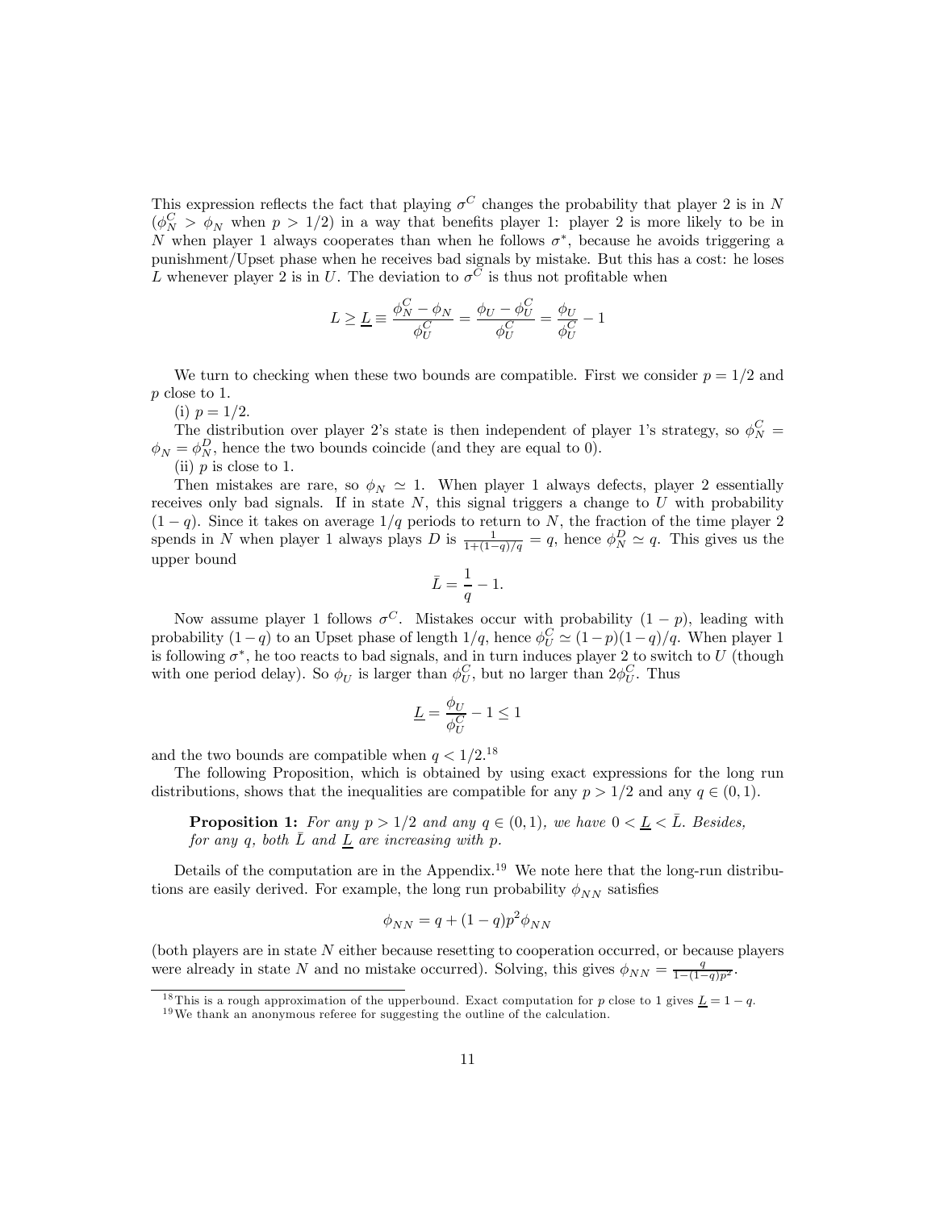This expression reflects the fact that playing $\sigma^C$ changes the probability that player 2 is in $N$ ($\phi_N^C > \phi_N$ when $p > 1/2$) in a way that benefits player 1: player 2 is more likely to be in $N$ when player 1 always cooperates than when he follows $\sigma^*$, because he avoids triggering a punishment/Upset phase when he receives bad signals by mistake. But this has a cost: he loses $L$ whenever player 2 is in $U$. The deviation to $\sigma^C$ is thus not profitable when

$$L \geq \underline{L} \equiv \frac{\phi_N^C - \phi_N}{\phi_U^C} = \frac{\phi_U - \phi_U^C}{\phi_U^C} = \frac{\phi_U}{\phi_U^C} - 1$$

We turn to checking when these two bounds are compatible. First we consider $p = 1/2$ and $p$ close to 1.

(i) $p = 1/2$.

The distribution over player 2's state is then independent of player 1's strategy, so $\phi_N^C = \phi_N = \phi_N^D$, hence the two bounds coincide (and they are equal to 0).

(ii) $p$ is close to 1.

Then mistakes are rare, so $\phi_N \simeq 1$. When player 1 always defects, player 2 essentially receives only bad signals. If in state $N$, this signal triggers a change to $U$ with probability $(1-q)$. Since it takes on average $1/q$ periods to return to $N$, the fraction of the time player 2 spends in $N$ when player 1 always plays $D$ is $\frac{1}{1+(1-q)/q} = q$, hence $\phi_N^D \simeq q$. This gives us the upper bound

$$\bar{L} = \frac{1}{q} - 1.$$

Now assume player 1 follows $\sigma^C$. Mistakes occur with probability $(1-p)$, leading with probability $(1-q)$ to an Upset phase of length $1/q$, hence $\phi_U^C \simeq (1-p)(1-q)/q$. When player 1 is following $\sigma^*$, he too reacts to bad signals, and in turn induces player 2 to switch to $U$ (though with one period delay). So $\phi_U$ is larger than $\phi_U^C$, but no larger $2\phi_U^C$. Thus

$$\underline{L} = \frac{\phi_U}{\phi_U^C} - 1 \leq 1$$

and the two bounds are compatible when $q < 1/2$.[18]

The following Proposition, which is obtained by using exact expressions for the long run distributions, shows that the inequalities are compatible for any $p > 1/2$ and any $q \in (0, 1)$.

> **Proposition 1:** *For any $p > 1/2$ and any $q \in (0, 1)$, we have $0 < \underline{L} < \bar{L}$. Besides, for any $q$, both $\bar{L}$ and $\underline{L}$ are increasing with $p$.*

Details of the computation are in the Appendix.[19] We note here that the long-run distributions are easily derived. For example, the long run probability $\phi_{NN}$ satisfies

$$\phi_{NN} = q + (1-q)p^2\phi_{NN}$$

(both players are in state $N$ either because resetting to cooperation occurred, or because players were already in state $N$ and no mistake occurred). Solving, this gives $\phi_{NN} = \frac{q}{1-(1-q)p^2}$.

[18] This is a rough approximation of the upperbound. Exact computation for $p$ close to 1 gives $\underline{L} = 1 - q$.

[19] We thank an anonymous referee for suggesting the outline of the calculation.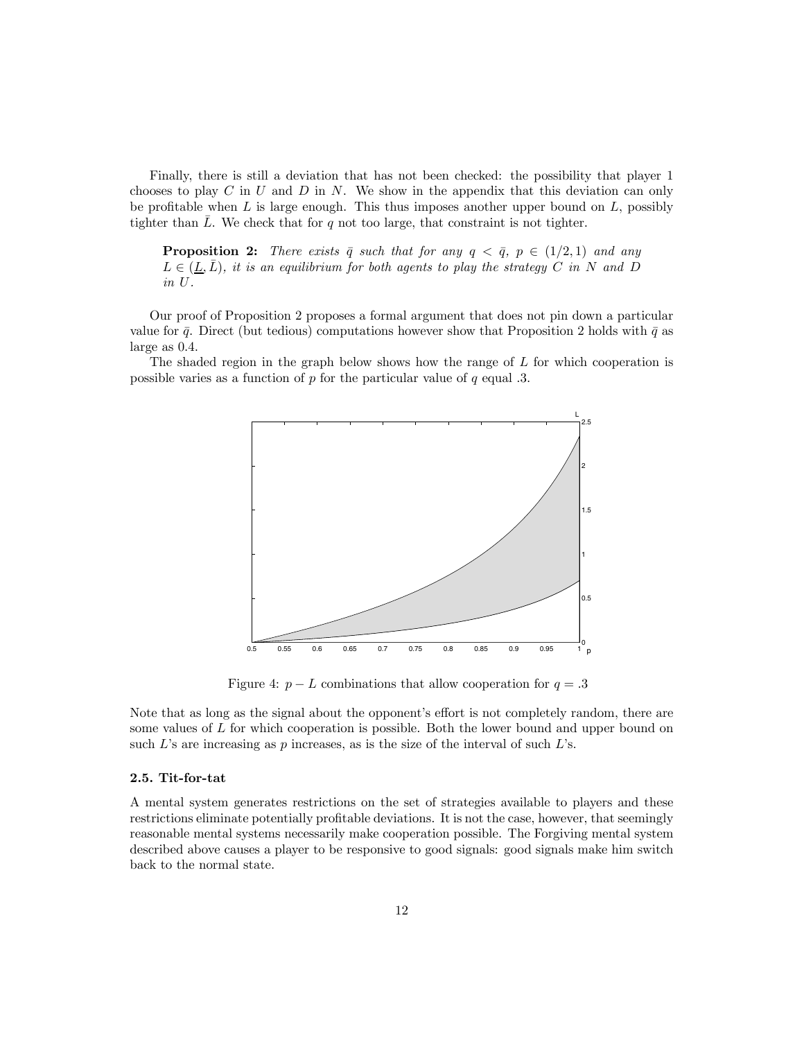Finally, there is still a deviation that has not been checked: the possibility that player 1 chooses to play $C$ in $U$ and $D$ in $N$. We show in the appendix that this deviation can only be profitable when $L$ is large enough. This thus imposes another upper bound on $L$, possibly tighter than $\bar{L}$. We check that for $q$ not too large, that constraint is not tighter.

> **Proposition 2:** *There exists $\bar{q}$ such that for any $q < \bar{q}$, $p \in (1/2, 1)$ and any $L \in (\underline{L}, \bar{L})$, it is an equilibrium for both agents to play the strategy $C$ in $N$ and $D$ in $U$.*

Our proof of Proposition 2 proposes a formal argument that does not pin down a particular value for $\bar{q}$. Direct (but tedious) computations however show that Proposition 2 holds with $\bar{q}$ as large as 0.4.

The shaded region in the graph below shows how the range of $L$ for which cooperation is possible varies as a function of $p$ for the particular value of $q$ equal .3.

Figure 4: $p - L$ combinations that allow cooperation for $q = .3$

Note that as long as the signal about the opponent's effort is not completely random, there are some values of $L$ for which cooperation is possible. Both the lower bound and upper bound on such $L$'s are increasing as $p$ increases, as is the size of the interval of such $L$'s.

### 2.5. Tit-for-tat

A mental system generates restrictions on the set of strategies available to players and these restrictions eliminate potentially profitable deviations. It is not the case, however, that seemingly reasonable mental systems necessarily make cooperation possible. The Forgiving mental system described above causes a player to be responsive to good signals: good signals make him switch back to the normal state.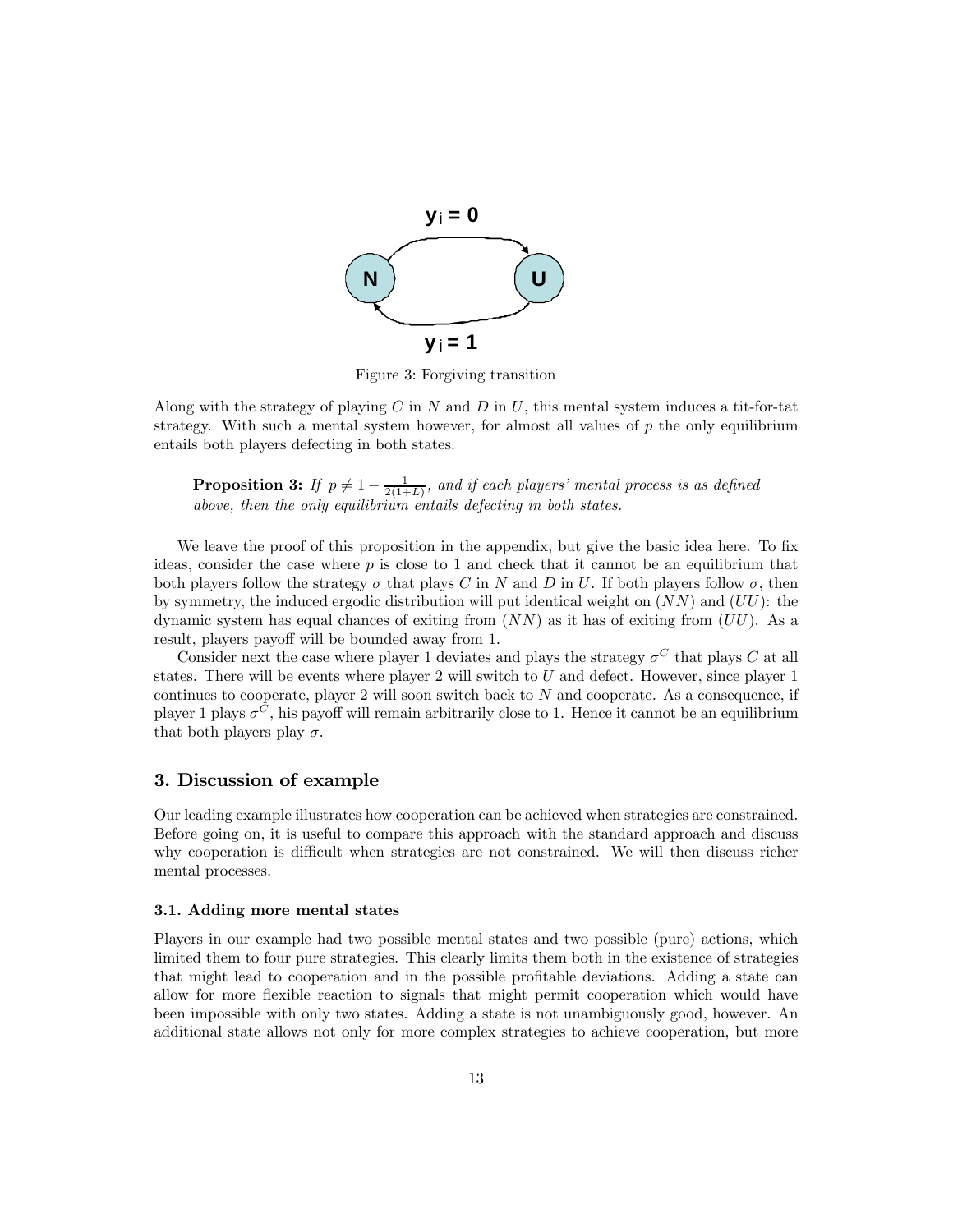Figure 3: Forgiving transition

Along with the strategy of playing $C$ in $N$ and $D$ in $U$, this mental system induces a tit-for-tat strategy. With such a mental system however, for almost all values of $p$ the only equilibrium entails both players defecting in both states.

> **Proposition 3:** *If $p \neq 1 - \frac{1}{2(1+L)}$, and if each players' mental process is as defined above, then the only equilibrium entails defecting in both states.*

We leave the proof of this proposition in the appendix, but give the basic idea here. To fix ideas, consider the case where $p$ is close to 1 and check that it cannot be an equilibrium that both players follow the strategy $\sigma$ that plays $C$ in $N$ and $D$ in $U$. If both players follow $\sigma$, then by symmetry, the induced ergodic distribution will put identical weight on $(NN)$ and $(UU)$: the dynamic system has equal chances of exiting from $(NN)$ as it has of exiting from $(UU)$. As a result, players payoff will be bounded away from 1.

Consider next the case where player 1 deviates and plays the strategy $\sigma^C$ that plays $C$ at all states. There will be events where player 2 will switch to $U$ and defect. However, since player 1 continues to cooperate, player 2 will soon switch back to $N$ and cooperate. As a consequence, if player 1 plays $\sigma^C$, his payoff will remain arbitrarily close to 1. Hence it cannot be an equilibrium that both players play $\sigma$.

## 3. Discussion of example

Our leading example illustrates how cooperation can be achieved when strategies are constrained. Before going on, it is useful to compare this approach with the standard approach and discuss why cooperation is difficult when strategies are not constrained. We will then discuss richer mental processes.

### 3.1. Adding more mental states

Players in our example had two possible mental states and two possible (pure) actions, which limited them to four pure strategies. This clearly limits them both in the existence of strategies that might lead to cooperation and in the possible profitable deviations. Adding a state can allow for more flexible reaction to signals that might permit cooperation which would have been impossible with only two states. Adding a state is not unambiguously good, however. An additional state allows not only for more complex strategies to achieve cooperation, but more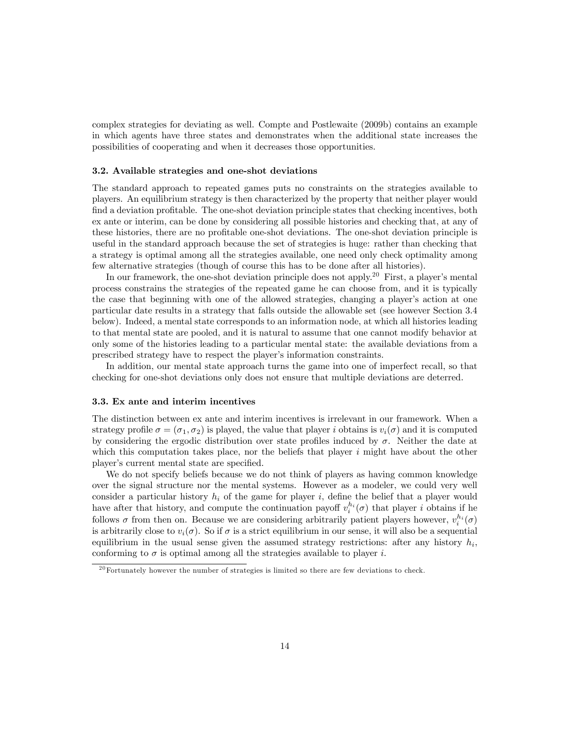complex strategies for deviating as well. Compte and Postlewaite (2009b) contains an example in which agents have three states and demonstrates when the additional state increases the possibilities of cooperating and when it decreases those opportunities.

### 3.2. Available strategies and one-shot deviations

The standard approach to repeated games puts no constraints on the strategies available to players. An equilibrium strategy is then characterized by the property that neither player would find a deviation profitable. The one-shot deviation principle states that checking incentives, both ex ante or interim, can be done by considering all possible histories and checking that, at any of these histories, there are no profitable one-shot deviations. The one-shot deviation principle is useful in the standard approach because the set of strategies is huge: rather than checking that a strategy is optimal among all the strategies available, one need only check optimality among few alternative strategies (though of course this has to be done after all histories).

In our framework, the one-shot deviation principle does not apply.[20] First, a player's mental process constrains the strategies of the repeated game he can choose from, and it is typically the case that beginning with one of the allowed strategies, changing a player's action at one particular date results in a strategy that falls outside the allowable set (see however Section 3.4 below). Indeed, a mental state corresponds to an information node, at which all histories leading to that mental state are pooled, and it is natural to assume that one cannot modify behavior at only some of the histories leading to a particular mental state: the available deviations from a prescribed strategy have to respect the player's information constraints.

In addition, our mental state approach turns the game into one of imperfect recall, so that checking for one-shot deviations only does not ensure that multiple deviations are deterred.

### 3.3. Ex ante and interim incentives

The distinction between ex ante and interim incentives is irrelevant in our framework. When a strategy profile $\sigma = (\sigma_1, \sigma_2)$ is played, the value that player $i$ obtains is $v_i(\sigma)$ and it is computed by considering the ergodic distribution over state profiles induced by $\sigma$. Neither the date at which this computation takes place, nor the beliefs that player $i$ might have about the other player's current mental state are specified.

We do not specify beliefs because we do not think of players as having common knowledge over the signal structure nor the mental systems. However as a modeler, we could very well consider a particular history $h_i$ of the game for player $i$, define the belief that a player would have after that history, and compute the continuation payoff $v_i^{h_i}(\sigma)$ that player $i$ obtains if he follows $\sigma$ from then on. Because we are considering arbitrarily patient players however, $v_i^{h_i}(\sigma)$ is arbitrarily close to $v_i(\sigma)$. So if $\sigma$ is a strict equilibrium in our sense, it will also be a sequential equilibrium in the usual sense given the assumed strategy restrictions: after any history $h_i$, conforming to $\sigma$ is optimal among all the strategies available to player $i$.

[20] Fortunately however the number of strategies is limited so there are few deviations to check.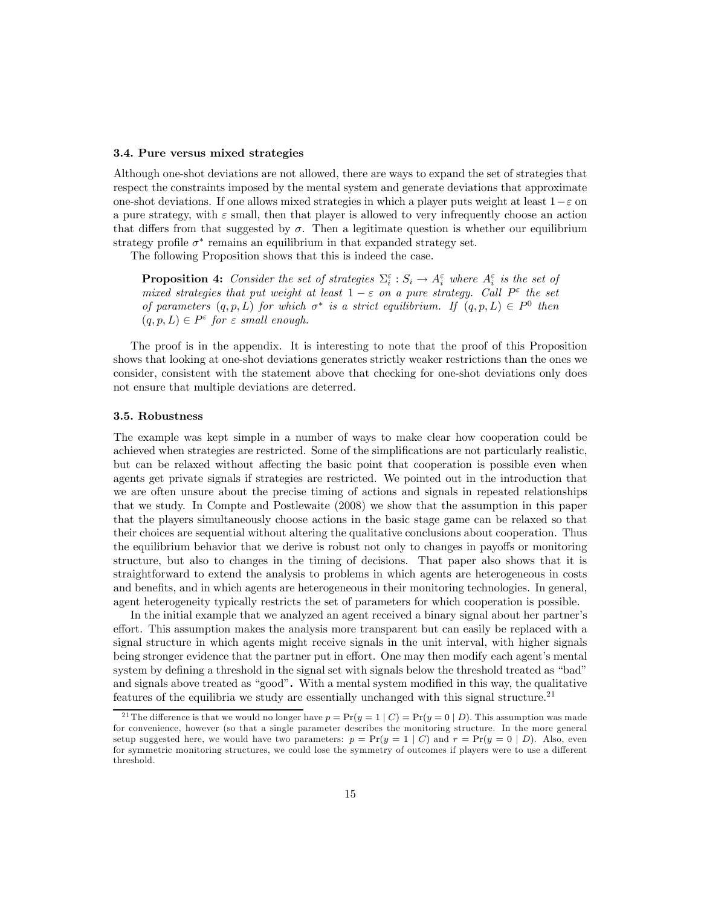### 3.4. Pure versus mixed strategies

Although one-shot deviations are not allowed, there are ways to expand the set of strategies that respect the constraints imposed by the mental system and generate deviations that approximate one-shot deviations. If one allows mixed strategies in which a player puts weight at least $1-\varepsilon$ on a pure strategy, with $\varepsilon$ small, then that player is allowed to very infrequently choose an action that differs from that suggested by $\sigma$. Then a legitimate question is whether our equilibrium strategy profile $\sigma^*$ remains an equilibrium in that expanded strategy set.

The following Proposition shows that this is indeed the case.

> **Proposition 4:** *Consider the set of strategies $\Sigma_i^\varepsilon : S_i \to A_i^\varepsilon$ where $A_i^\varepsilon$ is the set of mixed strategies that put weight at least $1-\varepsilon$ on a pure strategy. Call $P^\varepsilon$ the set of parameters $(q, p, L)$ for which $\sigma^*$ is a strict equilibrium. If $(q, p, L) \in P^0$ then $(q, p, L) \in P^\varepsilon$ for $\varepsilon$ small enough.*

The proof is in the appendix. It is interesting to note that the proof of this Proposition shows that looking at one-shot deviations generates strictly weaker restrictions than the ones we consider, consistent with the statement above that checking for one-shot deviations only does not ensure that multiple deviations are deterred.

### 3.5. Robustness

The example was kept simple in a number of ways to make clear how cooperation could be achieved when strategies are restricted. Some of the simplifications are not particularly realistic, but can be relaxed without affecting the basic point that cooperation is possible even when agents get private signals if strategies are restricted. We pointed out in the introduction that we are often unsure about the precise timing of actions and signals in repeated relationships that we study. In Compte and Postlewaite (2008) we show that the assumption in this paper that the players simultaneously choose actions in the basic stage game can be relaxed so that their choices are sequential without altering the qualitative conclusions about cooperation. Thus the equilibrium behavior that we derive is robust not only to changes in payoffs or monitoring structure, but also to changes in the timing of decisions. That paper also shows that it is straightforward to extend the analysis to problems in which agents are heterogeneous in costs and benefits, and in which agents are heterogeneous in their monitoring technologies. In general, agent heterogeneity typically restricts the set of parameters for which cooperation is possible.

In the initial example that we analyzed an agent received a binary signal about her partner's effort. This assumption makes the analysis more transparent but can easily be replaced with a signal structure in which agents might receive signals in the unit interval, with higher signals being stronger evidence that the partner put in effort. One may then modify each agent's mental system by defining a threshold in the signal set with signals below the threshold treated as "bad" and signals above treated as "good". With a mental system modified in this way, the qualitative features of the equilibria we study are essentially unchanged with this signal structure.[21]

[21] The difference is that we would no longer have $p = \Pr(y = 1 \mid C) = \Pr(y = 0 \mid D)$. This assumption was made for convenience, however (so that a single parameter describes the monitoring structure. In the more general setup suggested here, we would have two parameters: $p = \Pr(y = 1 \mid C)$ and $r = \Pr(y = 0 \mid D)$. Also, even for symmetric monitoring structures, we could lose the symmetry of outcomes if players were to use a different threshold.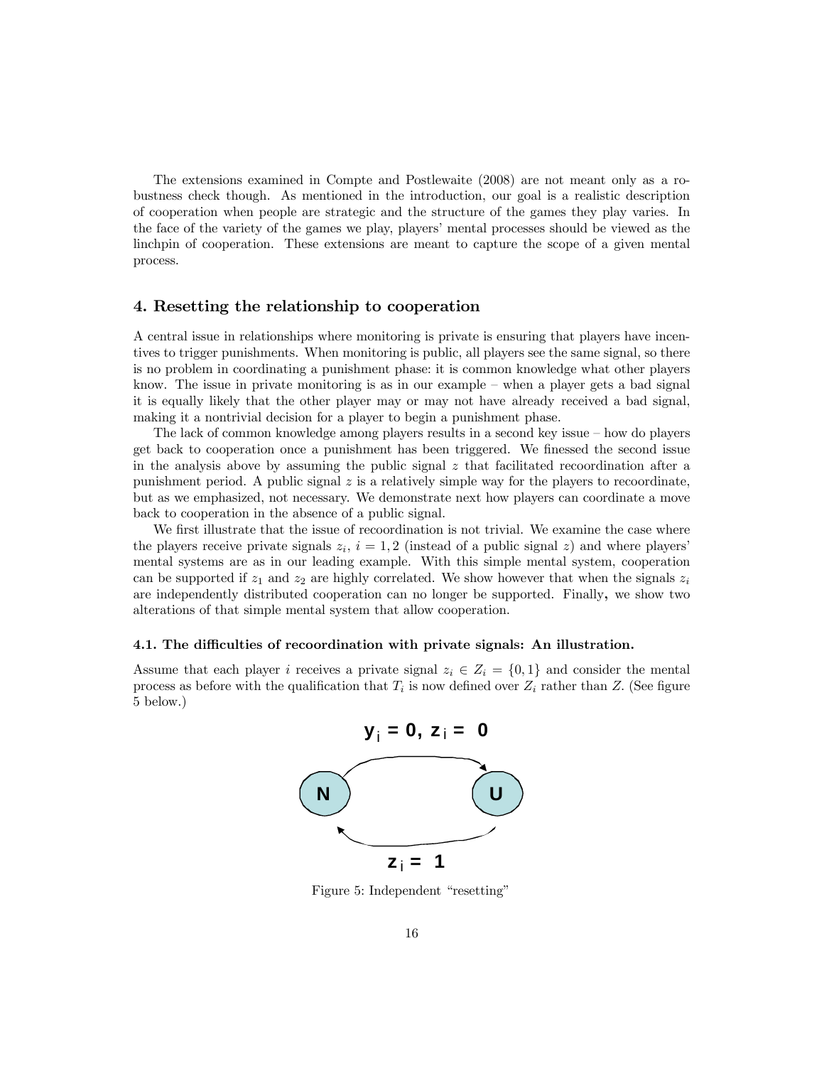The extensions examined in Compte and Postlewaite (2008) are not meant only as a robustness check though. As mentioned in the introduction, our goal is a realistic description of cooperation when people are strategic and the structure of the games they play varies. In the face of the variety of the games we play, players' mental processes should be viewed as the linchpin of cooperation. These extensions are meant to capture the scope of a given mental process.

## 4. Resetting the relationship to cooperation

A central issue in relationships where monitoring is private is ensuring that players have incentives to trigger punishments. When monitoring is public, all players see the same signal, so there is no problem in coordinating a punishment phase: it is common knowledge what other players know. The issue in private monitoring is as in our example – when a player gets a bad signal it is equally likely that the other player may or may not have already received a bad signal, making it a nontrivial decision for a player to begin a punishment phase.

The lack of common knowledge among players results in a second key issue – how do players get back to cooperation once a punishment has been triggered. We finessed the second issue in the analysis above by assuming the public signal $z$ that facilitated recoordination after a punishment period. A public signal $z$ is a relatively simple way for the players to recoordinate, but as we emphasized, not necessary. We demonstrate next how players can coordinate a move back to cooperation in the absence of a public signal.

We first illustrate that the issue of recoordination is not trivial. We examine the case where the players receive private signals $z_i$, $i = 1, 2$ (instead of a public signal $z$) and where players' mental systems are as in our leading example. With this simple mental system, cooperation can be supported if $z_1$ and $z_2$ are highly correlated. We show however that when the signals $z_i$ are independently distributed cooperation can no longer be supported. Finally, we show two alterations of that simple mental system that allow cooperation.

### 4.1. The difficulties of recoordination with private signals: An illustration.

Assume that each player $i$ receives a private signal $z_i \in Z_i = \{0, 1\}$ and consider the mental process as before with the qualification that $T_i$ is now defined over $Z_i$ rather than $Z$. (See figure 5 below.)

$y_i = 0,\ z_i = 0$

N → U

$z_i = 1$

U → N

Figure 5: Independent "resetting"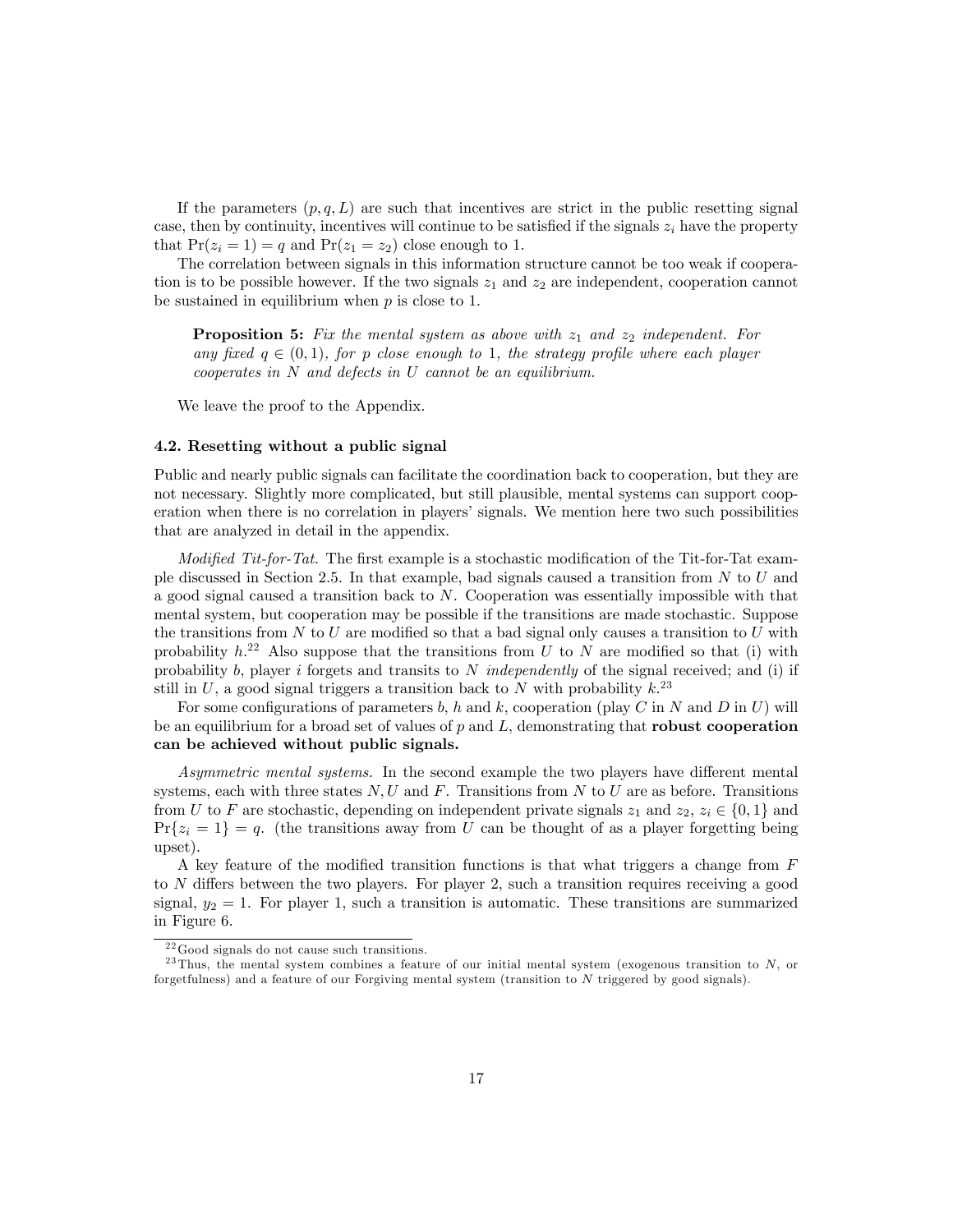If the parameters $(p, q, L)$ are such that incentives are strict in the public resetting signal case, then by continuity, incentives will continue to be satisfied if the signals $z_i$ have the property that $\Pr(z_i = 1) = q$ and $\Pr(z_1 = z_2)$ close enough to 1.

The correlation between signals in this information structure cannot be too weak if cooperation is to be possible however. If the two signals $z_1$ and $z_2$ are independent, cooperation cannot be sustained in equilibrium when $p$ is close to 1.

> **Proposition 5:** *Fix the mental system as above with $z_1$ and $z_2$ independent. For any fixed $q \in (0, 1)$, for $p$ close enough to 1, the strategy profile where each player cooperates in $N$ and defects in $U$ cannot be an equilibrium.*

We leave the proof to the Appendix.

### 4.2. Resetting without a public signal

Public and nearly public signals can facilitate the coordination back to cooperation, but they are not necessary. Slightly more complicated, but still plausible, mental systems can support cooperation when there is no correlation in players' signals. We mention here two such possibilities that are analyzed in detail in the appendix.

*Modified Tit-for-Tat.* The first example is a stochastic modification of the Tit-for-Tat example discussed in Section 2.5. In that example, bad signals caused a transition from $N$ to $U$ and a good signal caused a transition back to $N$. Cooperation was essentially impossible with that mental system, but cooperation may be possible if the transitions are made stochastic. Suppose the transitions from $N$ to $U$ are modified so that a bad signal only causes a transition to $U$ with probability $h$.[22] Also suppose that the transitions from $U$ to $N$ are modified so that (i) with probability $b$, player $i$ forgets and transits to $N$ *independently* of the signal received; and (i) if still in $U$, a good signal triggers a transition back to $N$ with probability $k$.[23]

For some configurations of parameters $b$, $h$ and $k$, cooperation (play $C$ in $N$ and $D$ in $U$) will be an equilibrium for a broad set of values of $p$ and $L$, demonstrating that **robust cooperation can be achieved without public signals.**

*Asymmetric mental systems.* In the second example the two players have different mental systems, each with three states $N, U$ and $F$. Transitions from $N$ to $U$ are as before. Transitions from $U$ to $F$ are stochastic, depending on independent private signals $z_1$ and $z_2$, $z_i \in \{0, 1\}$ and $\Pr\{z_i = 1\} = q$. (the transitions away from $U$ can be thought of as a player forgetting being upset).

A key feature of the modified transition functions is that what triggers a change from $F$ to $N$ differs between the two players. For player 2, such a transition requires receiving a good signal, $y_2 = 1$. For player 1, such a transition is automatic. These transitions are summarized in Figure 6.

[22] Good signals do not cause such transitions.

[23] Thus, the mental system combines a feature of our initial mental system (exogenous transition to $N$, or forgetfulness) and a feature of our Forgiving mental system (transition to $N$ triggered by good signals).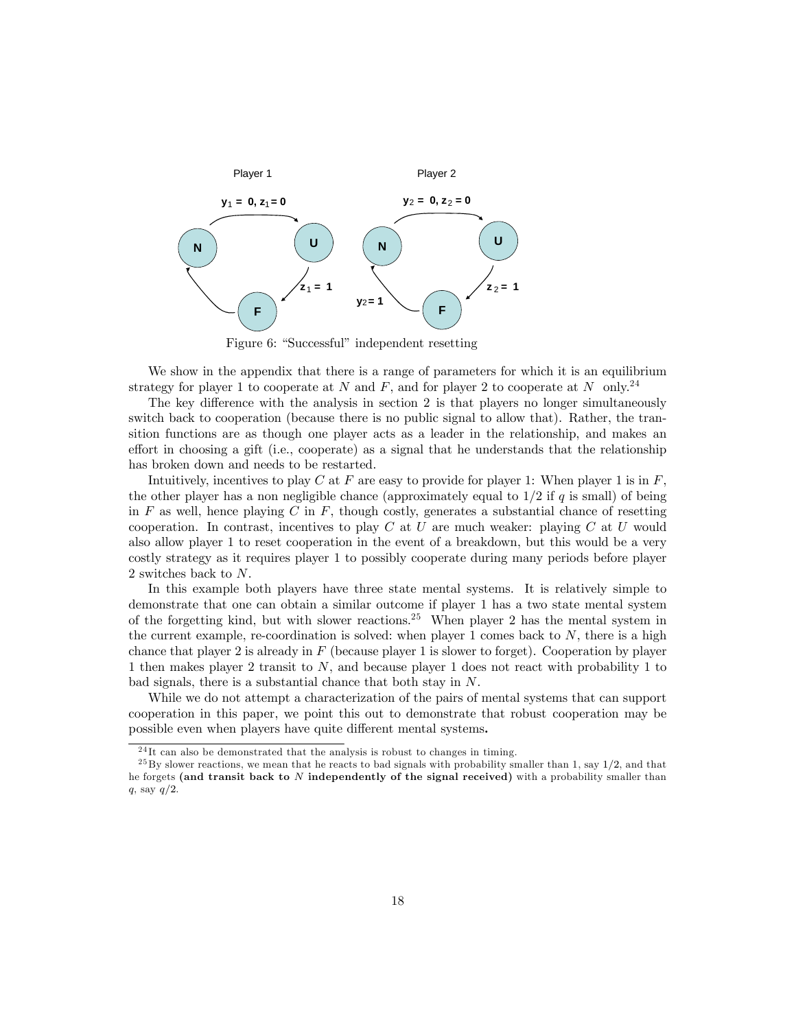Player 1

Player 2

$y_1 = 0, z_1 = 0$

$y_2 = 0, z_2 = 0$

$z_1 = 1$

$z_2 = 1$

$y_2 = 1$

Figure 6: "Successful" independent resetting

We show in the appendix that there is a range of parameters for which it is an equilibrium strategy for player 1 to cooperate at $N$ and $F$, and for player 2 to cooperate at $N$ only.[24]

The key difference with the analysis in section 2 is that players no longer simultaneously switch back to cooperation (because there is no public signal to allow that). Rather, the transition functions are as though one player acts as a leader in the relationship, and makes an effort in choosing a gift (i.e., cooperate) as a signal that he understands that the relationship has broken down and needs to be restarted.

Intuitively, incentives to play $C$ at $F$ are easy to provide for player 1: When player 1 is in $F$, the other player has a non negligible chance (approximately equal to $1/2$ if $q$ is small) of being in $F$ as well, hence playing $C$ in $F$, though costly, generates a substantial chance of resetting cooperation. In contrast, incentives to play $C$ at $U$ are much weaker: playing $C$ at $U$ would also allow player 1 to reset cooperation in the event of a breakdown, but this would be a very costly strategy as it requires player 1 to possibly cooperate during many periods before player 2 switches back to $N$.

In this example both players have three state mental systems. It is relatively simple to demonstrate that one can obtain a similar outcome if player 1 has a two state mental system of the forgetting kind, but with slower reactions.[25] When player 2 has the mental system in the current example, re-coordination is solved: when player 1 comes back to $N$, there is a high chance that player 2 is already in $F$ (because player 1 is slower to forget). Cooperation by player 1 then makes player 2 transit to $N$, and because player 1 does not react with probability 1 to bad signals, there is a substantial chance that both stay in $N$.

While we do not attempt a characterization of the pairs of mental systems that can support cooperation in this paper, we point this out to demonstrate that robust cooperation may be possible even when players have quite different mental systems.

[24] It can also be demonstrated that the analysis is robust to changes in timing.

[25] By slower reactions, we mean that he reacts to bad signals with probability smaller than 1, say $1/2$, and that he forgets **(and transit back to $N$ independently of the signal received)** with a probability smaller than $q$, say $q/2$.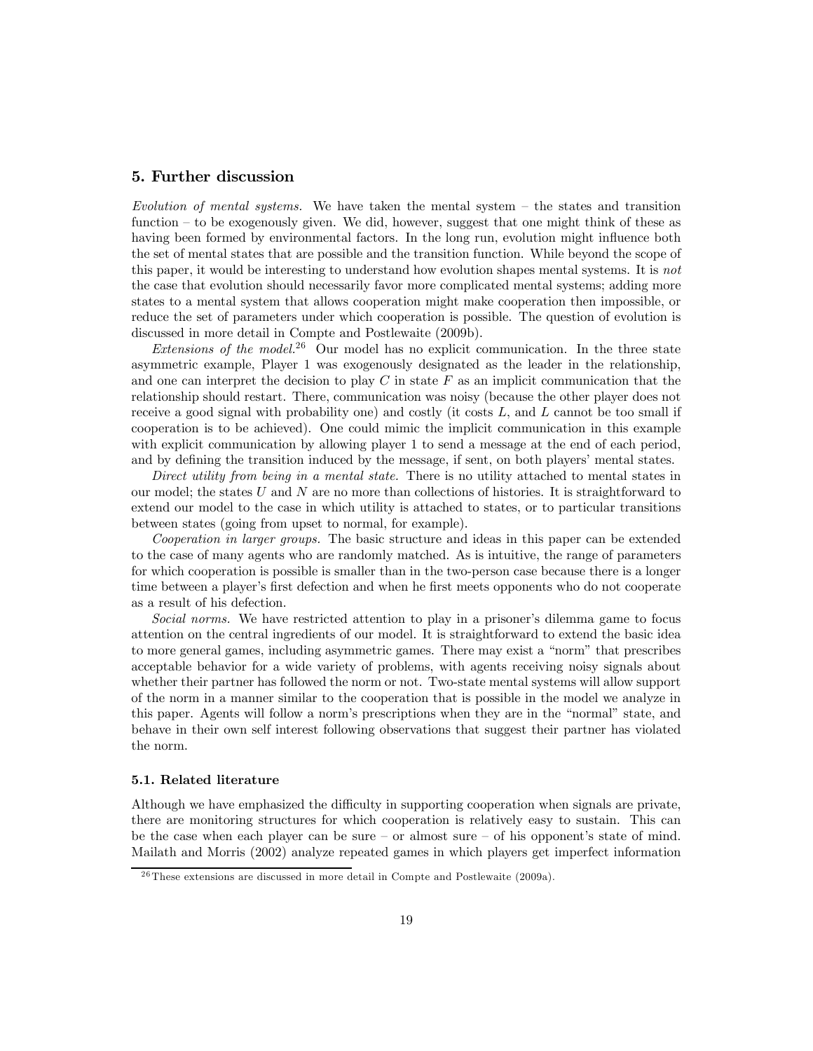## 5. Further discussion

*Evolution of mental systems.* We have taken the mental system – the states and transition function – to be exogenously given. We did, however, suggest that one might think of these as having been formed by environmental factors. In the long run, evolution might influence both the set of mental states that are possible and the transition function. While beyond the scope of this paper, it would be interesting to understand how evolution shapes mental systems. It is *not* the case that evolution should necessarily favor more complicated mental systems; adding more states to a mental system that allows cooperation might make cooperation then impossible, or reduce the set of parameters under which cooperation is possible. The question of evolution is discussed in more detail in Compte and Postlewaite (2009b).

*Extensions of the model.*[26] Our model has no explicit communication. In the three state asymmetric example, Player 1 was exogenously designated as the leader in the relationship, and one can interpret the decision to play $C$ in state $F$ as an implicit communication that the relationship should restart. There, communication was noisy (because the other player does not receive a good signal with probability one) and costly (it costs $L$, and $L$ cannot be too small if cooperation is to be achieved). One could mimic the implicit communication in this example with explicit communication by allowing player 1 to send a message at the end of each period, and by defining the transition induced by the message, if sent, on both players' mental states.

*Direct utility from being in a mental state.* There is no utility attached to mental states in our model; the states $U$ and $N$ are no more than collections of histories. It is straightforward to extend our model to the case in which utility is attached to states, or to particular transitions between states (going from upset to normal, for example).

*Cooperation in larger groups.* The basic structure and ideas in this paper can be extended to the case of many agents who are randomly matched. As is intuitive, the range of parameters for which cooperation is possible is smaller than in the two-person case because there is a longer time between a player's first defection and when he first meets opponents who do not cooperate as a result of his defection.

*Social norms.* We have restricted attention to play in a prisoner's dilemma game to focus attention on the central ingredients of our model. It is straightforward to extend the basic idea to more general games, including asymmetric games. There may exist a "norm" that prescribes acceptable behavior for a wide variety of problems, with agents receiving noisy signals about whether their partner has followed the norm or not. Two-state mental systems will allow support of the norm in a manner similar to the cooperation that is possible in the model we analyze in this paper. Agents will follow a norm's prescriptions when they are in the "normal" state, and behave in their own self interest following observations that suggest their partner has violated the norm.

### 5.1. Related literature

Although we have emphasized the difficulty in supporting cooperation when signals are private, there are monitoring structures for which cooperation is relatively easy to sustain. This can be the case when each player can be sure – or almost sure – of his opponent's state of mind. Mailath and Morris (2002) analyze repeated games in which players get imperfect information

[26] These extensions are discussed in more detail in Compte and Postlewaite (2009a).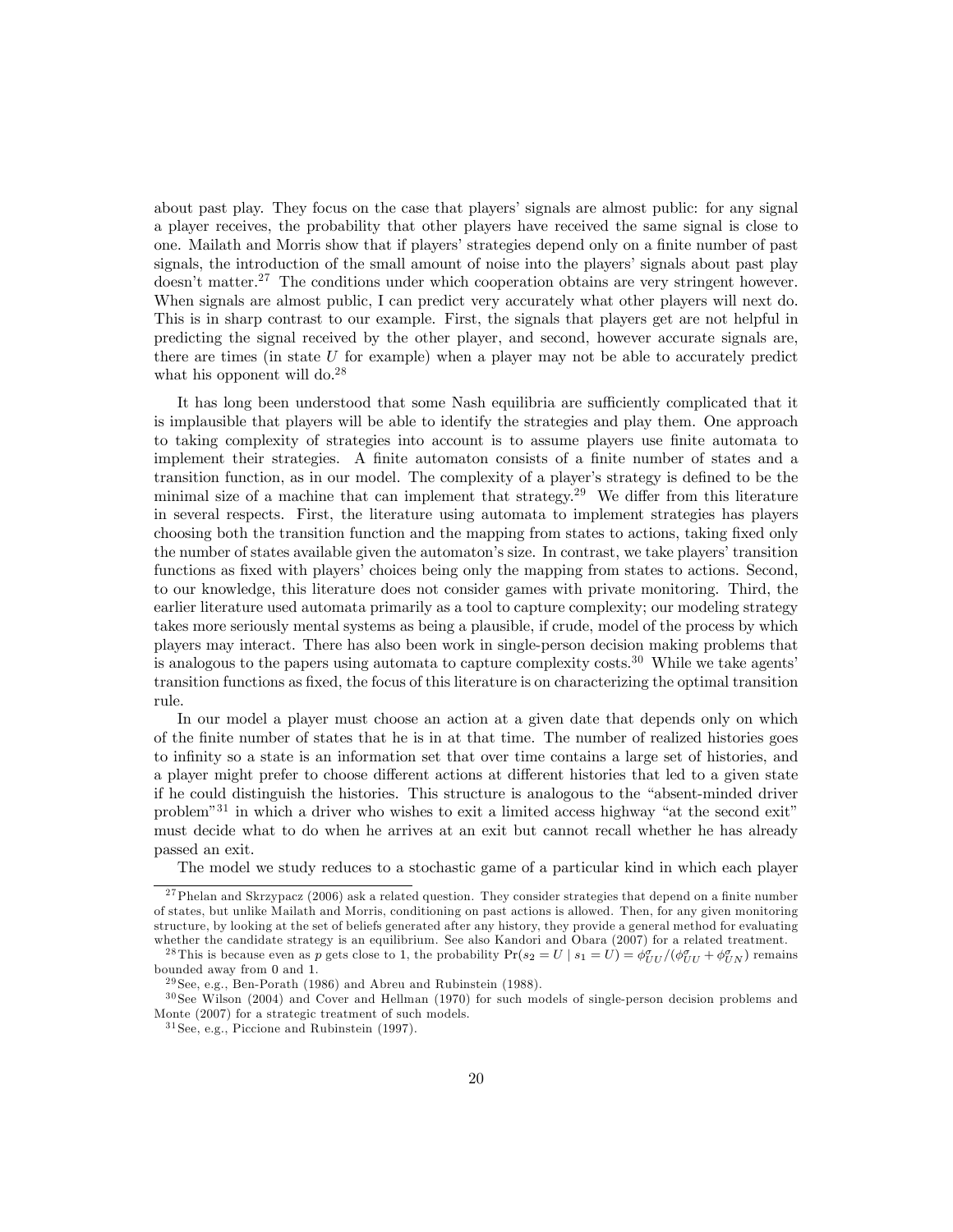about past play. They focus on the case that players' signals are almost public: for any signal a player receives, the probability that other players have received the same signal is close to one. Mailath and Morris show that if players' strategies depend only on a finite number of past signals, the introduction of the small amount of noise into the players' signals about past play doesn't matter.[27] The conditions under which cooperation obtains are very stringent however. When signals are almost public, I can predict very accurately what other players will next do. This is in sharp contrast to our example. First, the signals that players get are not helpful in predicting the signal received by the other player, and second, however accurate signals are, there are times (in state $U$ for example) when a player may not be able to accurately predict what his opponent will do.[28]

It has long been understood that some Nash equilibria are sufficiently complicated that it is implausible that players will be able to identify the strategies and play them. One approach to taking complexity of strategies into account is to assume players use finite automata to implement their strategies. A finite automaton consists of a finite number of states and a transition function, as in our model. The complexity of a player's strategy is defined to be the minimal size of a machine that can implement that strategy.[29] We differ from this literature in several respects. First, the literature using automata to implement strategies has players choosing both the transition function and the mapping from states to actions, taking fixed only the number of states available given the automaton's size. In contrast, we take players' transition functions as fixed with players' choices being only the mapping from states to actions. Second, to our knowledge, this literature does not consider games with private monitoring. Third, the earlier literature used automata primarily as a tool to capture complexity; our modeling strategy takes more seriously mental systems as being a plausible, if crude, model of the process by which players may interact. There has also been work in single-person decision making problems that is analogous to the papers using automata to capture complexity costs.[30] While we take agents' transition functions as fixed, the focus of this literature is on characterizing the optimal transition rule.

In our model a player must choose an action at a given date that depends only on which of the finite number of states that he is in at that time. The number of realized histories goes to infinity so a state is an information set that over time contains a large set of histories, and a player might prefer to choose different actions at different histories that led to a given state if he could distinguish the histories. This structure is analogous to the "absent-minded driver problem"[31] in which a driver who wishes to exit a limited access highway "at the second exit" must decide what to do when he arrives at an exit but cannot recall whether he has already passed an exit.

The model we study reduces to a stochastic game of a particular kind in which each player

---

[27] Phelan and Skrzypacz (2006) ask a related question. They consider strategies that depend on a finite number of states, but unlike Mailath and Morris, conditioning on past actions is allowed. Then, for any given monitoring structure, by looking at the set of beliefs generated after any history, they provide a general method for evaluating whether the candidate strategy is an equilibrium. See also Kandori and Obara (2007) for a related treatment.

[28] This is because even as $p$ gets close to 1, the probability $\Pr(s_2 = U \mid s_1 = U) = \phi^{\sigma}_{UU}/(\phi^{\sigma}_{UU} + \phi^{\sigma}_{UN})$ remains bounded away from 0 and 1.

[29] See, e.g., Ben-Porath (1986) and Abreu and Rubinstein (1988).

[30] See Wilson (2004) and Cover and Hellman (1970) for such models of single-person decision problems and Monte (2007) for a strategic treatment of such models.

[31] See, e.g., Piccione and Rubinstein (1997).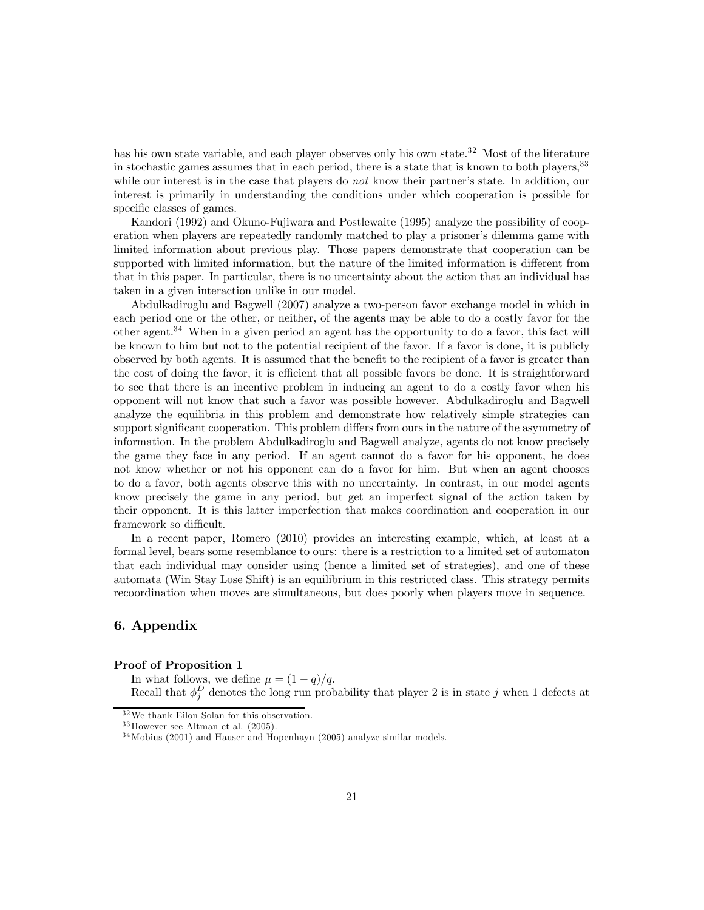has his own state variable, and each player observes only his own state.[32] Most of the literature in stochastic games assumes that in each period, there is a state that is known to both players,[33] while our interest is in the case that players do *not* know their partner's state. In addition, our interest is primarily in understanding the conditions under which cooperation is possible for specific classes of games.

Kandori (1992) and Okuno-Fujiwara and Postlewaite (1995) analyze the possibility of cooperation when players are repeatedly randomly matched to play a prisoner's dilemma game with limited information about previous play. Those papers demonstrate that cooperation can be supported with limited information, but the nature of the limited information is different from that in this paper. In particular, there is no uncertainty about the action that an individual has taken in a given interaction unlike in our model.

Abdulkadiroglu and Bagwell (2007) analyze a two-person favor exchange model in which in each period one or the other, or neither, of the agents may be able to do a costly favor for the other agent.[34] When in a given period an agent has the opportunity to do a favor, this fact will be known to him but not to the potential recipient of the favor. If a favor is done, it is publicly observed by both agents. It is assumed that the benefit to the recipient of a favor is greater than the cost of doing the favor, it is efficient that all possible favors be done. It is straightforward to see that there is an incentive problem in inducing an agent to do a costly favor when his opponent will not know that such a favor was possible however. Abdulkadiroglu and Bagwell analyze the equilibria in this problem and demonstrate how relatively simple strategies can support significant cooperation. This problem differs from ours in the nature of the asymmetry of information. In the problem Abdulkadiroglu and Bagwell analyze, agents do not know precisely the game they face in any period. If an agent cannot do a favor for his opponent, he does not know whether or not his opponent can do a favor for him. But when an agent chooses to do a favor, both agents observe this with no uncertainty. In contrast, in our model agents know precisely the game in any period, but get an imperfect signal of the action taken by their opponent. It is this latter imperfection that makes coordination and cooperation in our framework so difficult.

In a recent paper, Romero (2010) provides an interesting example, which, at least at a formal level, bears some resemblance to ours: there is a restriction to a limited set of automaton that each individual may consider using (hence a limited set of strategies), and one of these automata (Win Stay Lose Shift) is an equilibrium in this restricted class. This strategy permits recoordination when moves are simultaneous, but does poorly when players move in sequence.

## 6. Appendix

**Proof of Proposition 1**

In what follows, we define $\mu = (1-q)/q$.

Recall that $\phi_j^D$ denotes the long run probability that player 2 is in state $j$ when 1 defects at

---

[32] We thank Eilon Solan for this observation.

[33] However see Altman et al. (2005).

[34] Mobius (2001) and Hauser and Hopenhayn (2005) analyze similar models.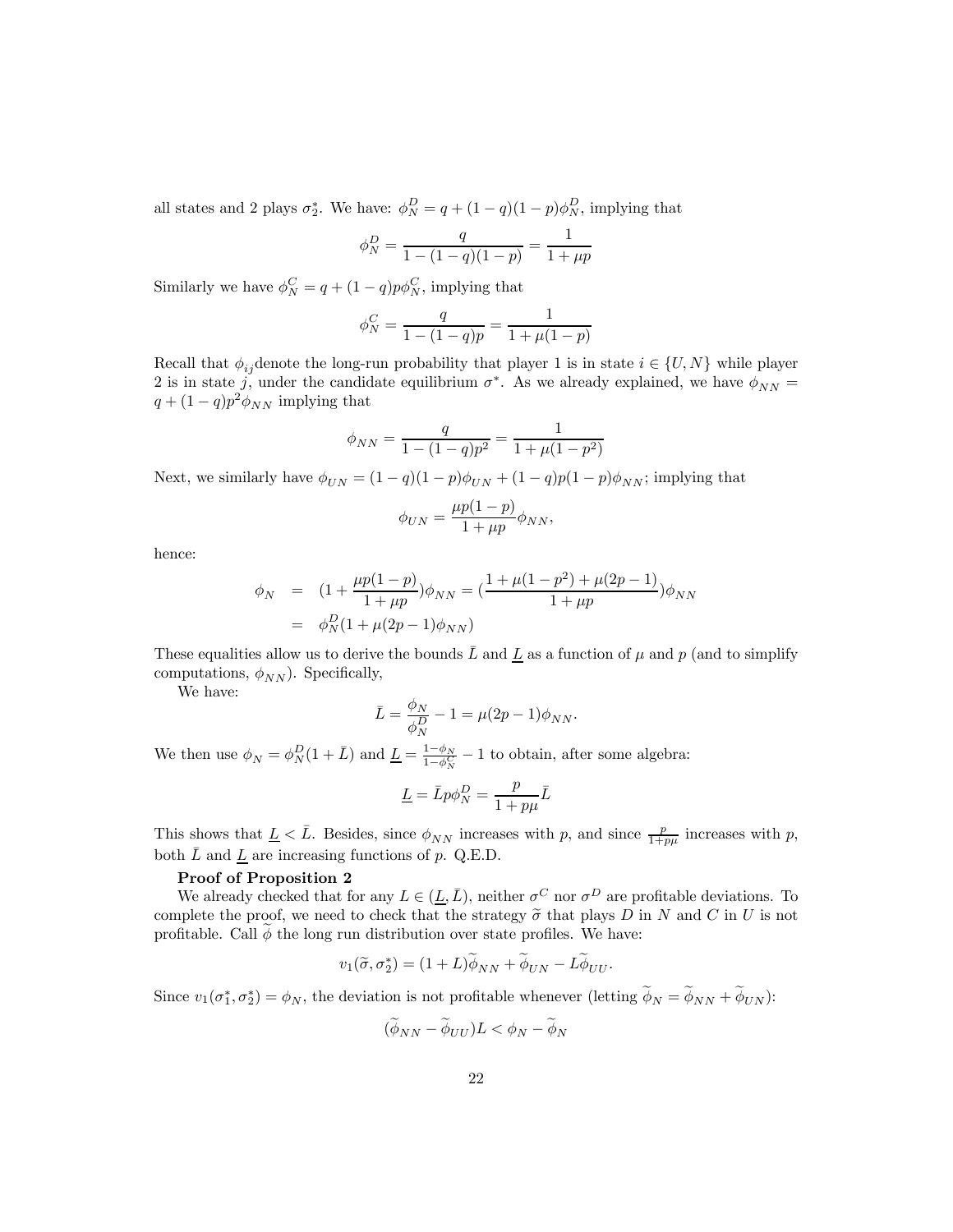all states and 2 plays $\sigma_2^*$. We have: $\phi_N^D = q + (1-q)(1-p)\phi_N^D$, implying that

$$\phi_N^D = \frac{q}{1-(1-q)(1-p)} = \frac{1}{1+\mu p}$$

Similarly we have $\phi_N^C = q + (1-q)p\phi_N^C$, implying that

$$\phi_N^C = \frac{q}{1-(1-q)p} = \frac{1}{1+\mu(1-p)}$$

Recall that $\phi_{ij}$denote the long-run probability that player 1 is in state $i \in \{U, N\}$ while player 2 is in state $j$, under the candidate equilibrium $\sigma^*$. As we already explained, we have $\phi_{NN} = q + (1-q)p^2\phi_{NN}$ implying that

$$\phi_{NN} = \frac{q}{1-(1-q)p^2} = \frac{1}{1+\mu(1-p^2)}$$

Next, we similarly have $\phi_{UN} = (1-q)(1-p)\phi_{UN} + (1-q)p(1-p)\phi_{NN}$; implying that

$$\phi_{UN} = \frac{\mu p(1-p)}{1+\mu p}\phi_{NN},$$

hence:

$$\begin{aligned}
\phi_N &= (1 + \frac{\mu p(1-p)}{1+\mu p})\phi_{NN} = (\frac{1+\mu(1-p^2)+\mu(2p-1)}{1+\mu p})\phi_{NN} \\
&= \phi_N^D(1+\mu(2p-1)\phi_{NN})
\end{aligned}$$

These equalities allow us to derive the bounds $\bar{L}$ and $\underline{L}$ as a function of $\mu$ and $p$ (and to simplify computations, $\phi_{NN}$). Specifically,

We have:

$$\bar{L} = \frac{\phi_N}{\phi_N^D} - 1 = \mu(2p-1)\phi_{NN}.$$

We then use $\phi_N = \phi_N^D(1+\bar{L})$ and $\underline{L} = \frac{1-\phi_N}{1-\phi_N^C} - 1$ to obtain, after some algebra:

$$\underline{L} = \bar{L}p\phi_N^D = \frac{p}{1+p\mu}\bar{L}$$

This shows that $\underline{L} < \bar{L}$. Besides, since $\phi_{NN}$ increases with $p$, and since $\frac{p}{1+p\mu}$ increases with $p$, both $\bar{L}$ and $\underline{L}$ are increasing functions of $p$. Q.E.D.

**Proof of Proposition 2**

We already checked that for any $L \in (\underline{L}, \bar{L})$, neither $\sigma^C$ nor $\sigma^D$ are profitable deviations. To complete the proof, we need to check that the strategy $\widetilde{\sigma}$ that plays $D$ in $N$ and $C$ in $U$ is not profitable. Call $\widetilde{\phi}$ the long run distribution over state profiles. We have:

$$v_1(\widetilde{\sigma}, \sigma_2^*) = (1+L)\widetilde{\phi}_{NN} + \widetilde{\phi}_{UN} - L\widetilde{\phi}_{UU}.$$

Since $v_1(\sigma_1^*, \sigma_2^*) = \phi_N$, the deviation is not profitable whenever (letting $\widetilde{\phi}_N = \widetilde{\phi}_{NN} + \widetilde{\phi}_{UN}$):

$$(\widetilde{\phi}_{NN} - \widetilde{\phi}_{UU})L < \phi_N - \widetilde{\phi}_N$$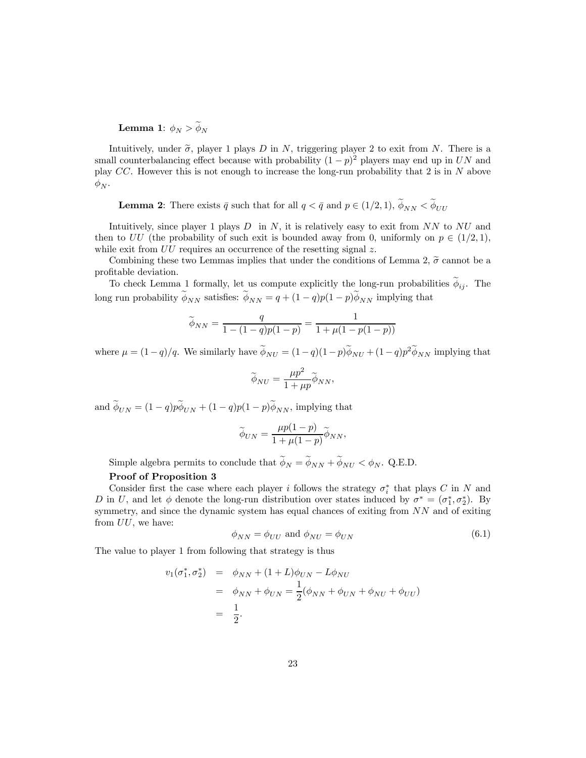**Lemma 1**: $\phi_N > \widetilde{\phi}_N$

Intuitively, under $\widetilde{\sigma}$, player 1 plays $D$ in $N$, triggering player 2 to exit from $N$. There is a small counterbalancing effect because with probability $(1-p)^2$ players may end up in $UN$ and play $CC$. However this is not enough to increase the long-run probability that 2 is in $N$ above $\phi_N$.

**Lemma 2**: There exists $\bar{q}$ such that for all $q < \bar{q}$ and $p \in (1/2, 1)$, $\widetilde{\phi}_{NN} < \widetilde{\phi}_{UU}$

Intuitively, since player 1 plays $D$ in $N$, it is relatively easy to exit from $NN$ to $NU$ and then to $UU$ (the probability of such exit is bounded away from 0, uniformly on $p \in (1/2, 1)$, while exit from $UU$ requires an occurrence of the resetting signal $z$.

Combining these two Lemmas implies that under the conditions of Lemma 2, $\widetilde{\sigma}$ cannot be a profitable deviation.

To check Lemma 1 formally, let us compute explicitly the long-run probabilities $\widetilde{\phi}_{ij}$. The long run probability $\widetilde{\phi}_{NN}$ satisfies: $\widetilde{\phi}_{NN} = q + (1-q)p(1-p)\widetilde{\phi}_{NN}$ implying that

$$\widetilde{\phi}_{NN} = \frac{q}{1-(1-q)p(1-p)} = \frac{1}{1+\mu(1-p(1-p))}$$

where $\mu = (1-q)/q$. We similarly have $\widetilde{\phi}_{NU} = (1-q)(1-p)\widetilde{\phi}_{NU} + (1-q)p^2\widetilde{\phi}_{NN}$ implying that

$$\widetilde{\phi}_{NU} = \frac{\mu p^2}{1+\mu p}\widetilde{\phi}_{NN},$$

and $\widetilde{\phi}_{UN} = (1-q)p\widetilde{\phi}_{UN} + (1-q)p(1-p)\widetilde{\phi}_{NN}$, implying that

$$\widetilde{\phi}_{UN} = \frac{\mu p(1-p)}{1+\mu(1-p)}\widetilde{\phi}_{NN},$$

Simple algebra permits to conclude that $\widetilde{\phi}_N = \widetilde{\phi}_{NN} + \widetilde{\phi}_{NU} < \phi_N$. Q.E.D.

**Proof of Proposition 3**

Consider first the case where each player $i$ follows the strategy $\sigma_i^*$ that plays $C$ in $N$ and $D$ in $U$, and let $\phi$ denote the long-run distribution over states induced by $\sigma^* = (\sigma_1^*, \sigma_2^*)$. By symmetry, and since the dynamic system has equal chances of exiting from $NN$ and of exiting from $UU$, we have:

$$\phi_{NN} = \phi_{UU} \text{ and } \phi_{NU} = \phi_{UN} \tag{6.1}$$

The value to player 1 from following that strategy is thus

$$\begin{aligned}
v_1(\sigma_1^*, \sigma_2^*) &= \phi_{NN} + (1+L)\phi_{UN} - L\phi_{NU} \\
&= \phi_{NN} + \phi_{UN} = \frac{1}{2}(\phi_{NN} + \phi_{UN} + \phi_{NU} + \phi_{UU}) \\
&= \frac{1}{2}.
\end{aligned}$$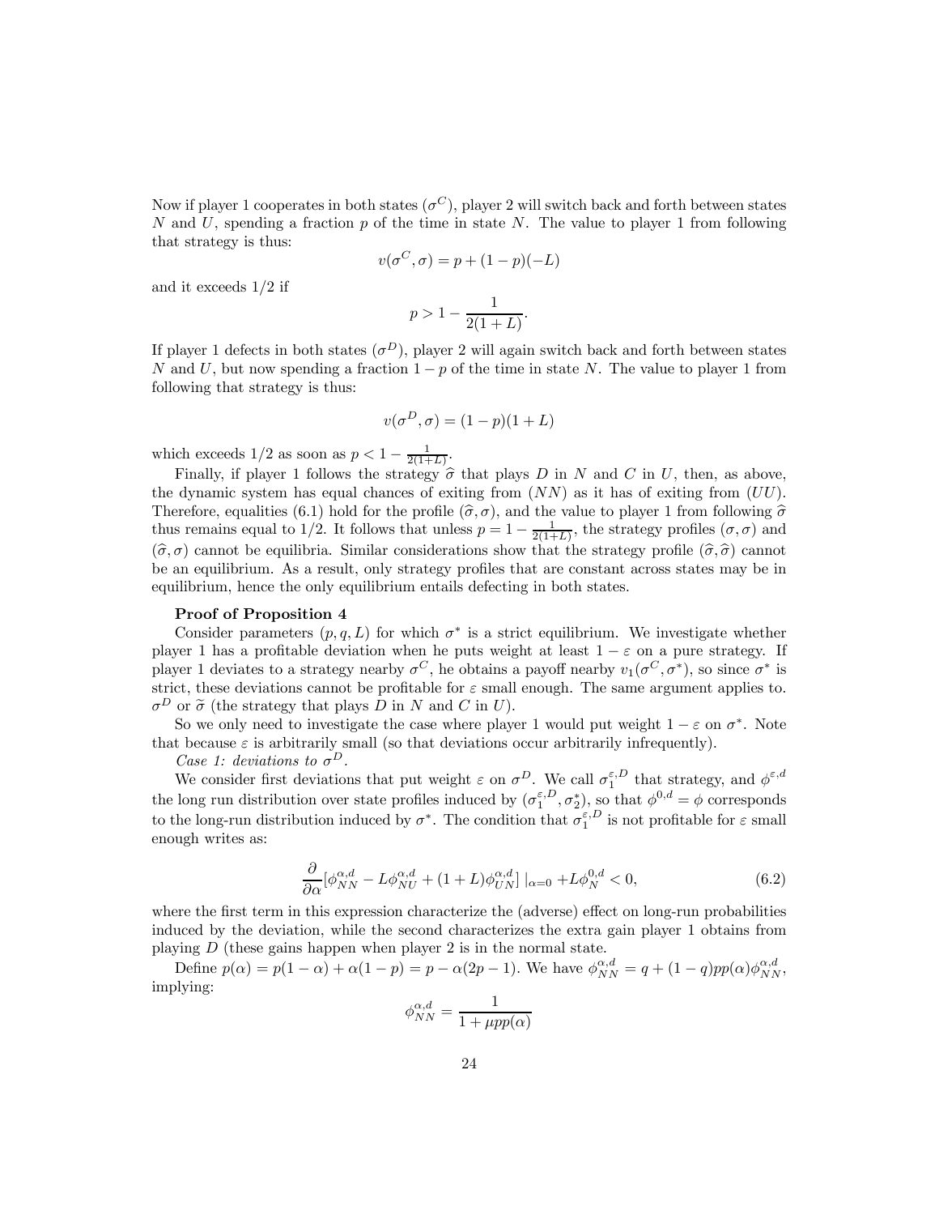Now if player 1 cooperates in both states ($\sigma^C$), player 2 will switch back and forth between states $N$ and $U$, spending a fraction $p$ of the time in state $N$. The value to player 1 from following that strategy is thus:

$$v(\sigma^C, \sigma) = p + (1-p)(-L)$$

and it exceeds 1/2 if

$$p > 1 - \frac{1}{2(1+L)}.$$

If player 1 defects in both states ($\sigma^D$), player 2 will again switch back and forth between states $N$ and $U$, but now spending a fraction $1-p$ of the time in state $N$. The value to player 1 from following that strategy is thus:

$$v(\sigma^D, \sigma) = (1-p)(1+L)$$

which exceeds 1/2 as soon as $p < 1 - \frac{1}{2(1+L)}$.

Finally, if player 1 follows the strategy $\widehat{\sigma}$ that plays $D$ in $N$ and $C$ in $U$, then, as above, the dynamic system has equal chances of exiting from $(NN)$ as it has of exiting from $(UU)$. Therefore, equalities (6.1) hold for the profile $(\widehat{\sigma}, \sigma)$, and the value to player 1 from following $\widehat{\sigma}$ thus remains equal to 1/2. It follows that unless $p = 1 - \frac{1}{2(1+L)}$, the strategy profiles $(\sigma, \sigma)$ and $(\widehat{\sigma}, \sigma)$ cannot be equilibria. Similar considerations show that the strategy profile $(\widehat{\sigma}, \widehat{\sigma})$ cannot be an equilibrium. As a result, only strategy profiles that are constant across states may be in equilibrium, hence the only equilibrium entails defecting in both states.

**Proof of Proposition 4**

Consider parameters $(p, q, L)$ for which $\sigma^*$ is a strict equilibrium. We investigate whether player 1 has a profitable deviation when he puts weight at least $1-\varepsilon$ on a pure strategy. If player 1 deviates to a strategy nearby $\sigma^C$, he obtains a payoff nearby $v_1(\sigma^C, \sigma^*)$, so since $\sigma^*$ is strict, these deviations cannot be profitable for $\varepsilon$ small enough. The same argument applies to. $\sigma^D$ or $\widetilde{\sigma}$ (the strategy that plays $D$ in $N$ and $C$ in $U$).

So we only need to investigate the case where player 1 would put weight $1-\varepsilon$ on $\sigma^*$. Note that because $\varepsilon$ is arbitrarily small (so that deviations occur arbitrarily infrequently).

*Case 1: deviations to $\sigma^D$.*

We consider first deviations that put weight $\varepsilon$ on $\sigma^D$. We call $\sigma_1^{\varepsilon,D}$ that strategy, and $\phi^{\varepsilon,d}$ the long run distribution over state profiles induced by $(\sigma_1^{\varepsilon,D}, \sigma_2^*)$, so that $\phi^{0,d} = \phi$ corresponds to the long-run distribution induced by $\sigma^*$. The condition that $\sigma_1^{\varepsilon,D}$ is not profitable for $\varepsilon$ small enough writes as:

$$\frac{\partial}{\partial \alpha}[\phi^{\alpha,d}_{NN} - L\phi^{\alpha,d}_{NU} + (1+L)\phi^{\alpha,d}_{UN}] \mid_{\alpha=0} + L\phi^{0,d}_{N} < 0, \tag{6.2}$$

where the first term in this expression characterize the (adverse) effect on long-run probabilities induced by the deviation, while the second characterizes the extra gain player 1 obtains from playing $D$ (these gains happen when player 2 is in the normal state.

Define $p(\alpha) = p(1-\alpha) + \alpha(1-p) = p - \alpha(2p-1)$. We have $\phi^{\alpha,d}_{NN} = q + (1-q)pp(\alpha)\phi^{\alpha,d}_{NN}$, implying:

$$\phi^{\alpha,d}_{NN} = \frac{1}{1 + \mu pp(\alpha)}$$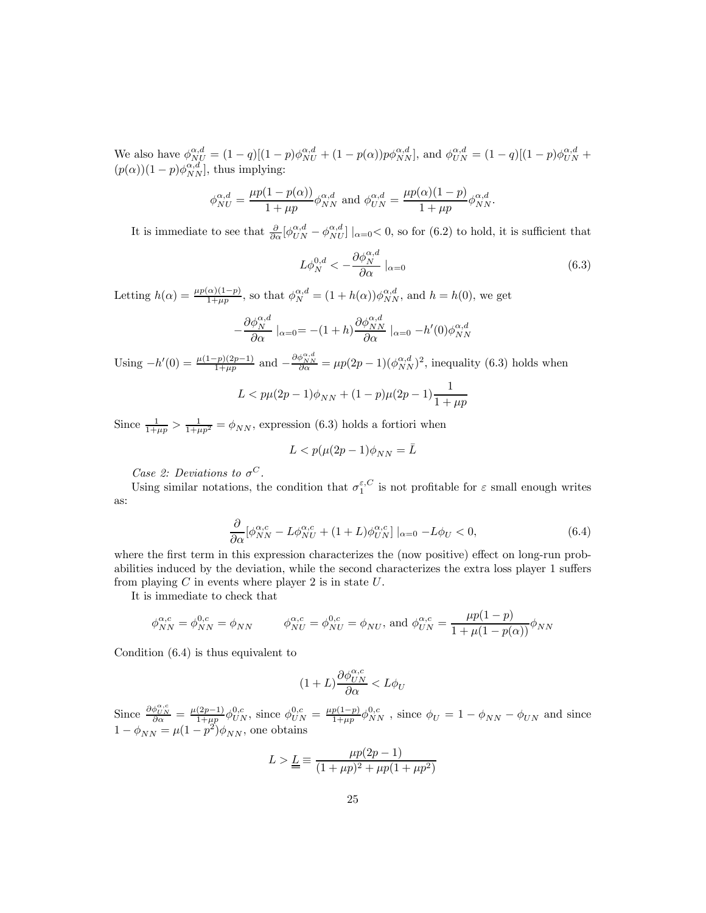We also have $\phi_{NU}^{\alpha,d} = (1-q)[(1-p)\phi_{NU}^{\alpha,d} + (1-p(\alpha))p\phi_{NN}^{\alpha,d}]$, and $\phi_{UN}^{\alpha,d} = (1-q)[(1-p)\phi_{UN}^{\alpha,d} + (p(\alpha))(1-p)\phi_{NN}^{\alpha,d}]$, thus implying:

$$\phi_{NU}^{\alpha,d} = \frac{\mu p(1-p(\alpha))}{1+\mu p}\phi_{NN}^{\alpha,d} \text{ and } \phi_{UN}^{\alpha,d} = \frac{\mu p(\alpha)(1-p)}{1+\mu p}\phi_{NN}^{\alpha,d}.$$

It is immediate to see that $\frac{\partial}{\partial \alpha}[\phi_{UN}^{\alpha,d} - \phi_{NU}^{\alpha,d}]\mid_{\alpha=0} < 0$, so for (6.2) to hold, it is sufficient that

$$L\phi_N^{0,d} < -\frac{\partial \phi_N^{\alpha,d}}{\partial \alpha}\mid_{\alpha=0} \tag{6.3}$$

Letting $h(\alpha) = \frac{\mu p(\alpha)(1-p)}{1+\mu p}$, so that $\phi_N^{\alpha,d} = (1+h(\alpha))\phi_{NN}^{\alpha,d}$, and $h = h(0)$, we get

$$-\frac{\partial \phi_N^{\alpha,d}}{\partial \alpha}\mid_{\alpha=0} = -(1+h)\frac{\partial \phi_{NN}^{\alpha,d}}{\partial \alpha}\mid_{\alpha=0} - h'(0)\phi_{NN}^{\alpha,d}$$

Using $-h'(0) = \frac{\mu(1-p)(2p-1)}{1+\mu p}$ and $-\frac{\partial \phi_{NN}^{\alpha,d}}{\partial \alpha} = \mu p(2p-1)(\phi_{NN}^{\alpha,d})^2$, inequality (6.3) holds when

$$L < p\mu(2p-1)\phi_{NN} + (1-p)\mu(2p-1)\frac{1}{1+\mu p}$$

Since $\frac{1}{1+\mu p} > \frac{1}{1+\mu p^2} = \phi_{NN}$, expression (6.3) holds a fortiori when

$$L < p(\mu(2p-1)\phi_{NN} = \bar{L}$$

*Case 2: Deviations to* $\sigma^C$.

Using similar notations, the condition that $\sigma_1^{\varepsilon,C}$ is not profitable for $\varepsilon$ small enough writes as:

$$\frac{\partial}{\partial \alpha}[\phi_{NN}^{\alpha,c} - L\phi_{NU}^{\alpha,c} + (1+L)\phi_{UN}^{\alpha,c}]\mid_{\alpha=0} - L\phi_U < 0, \tag{6.4}$$

where the first term in this expression characterizes the (now positive) effect on long-run probabilities induced by the deviation, while the second characterizes the extra loss player 1 suffers from playing $C$ in events where player 2 is in state $U$.

It is immediate to check that

$$\phi_{NN}^{\alpha,c} = \phi_{NN}^{0,c} = \phi_{NN} \qquad \phi_{NU}^{\alpha,c} = \phi_{NU}^{0,c} = \phi_{NU}, \text{ and } \phi_{UN}^{\alpha,c} = \frac{\mu p(1-p)}{1+\mu(1-p(\alpha))}\phi_{NN}$$

Condition (6.4) is thus equivalent to

$$(1+L)\frac{\partial \phi_{UN}^{\alpha,c}}{\partial \alpha} < L\phi_U$$

Since $\frac{\partial \phi_{UN}^{\alpha,c}}{\partial \alpha} = \frac{\mu(2p-1)}{1+\mu p}\phi_{UN}^{0,c}$, since $\phi_{UN}^{0,c} = \frac{\mu p(1-p)}{1+\mu p}\phi_{NN}^{0,c}$ , since $\phi_U = 1 - \phi_{NN} - \phi_{UN}$ and since $1 - \phi_{NN} = \mu(1-p^2)\phi_{NN}$, one obtains

$$L > \underline{\underline{L}} \equiv \frac{\mu p(2p-1)}{(1+\mu p)^2 + \mu p(1+\mu p^2)}$$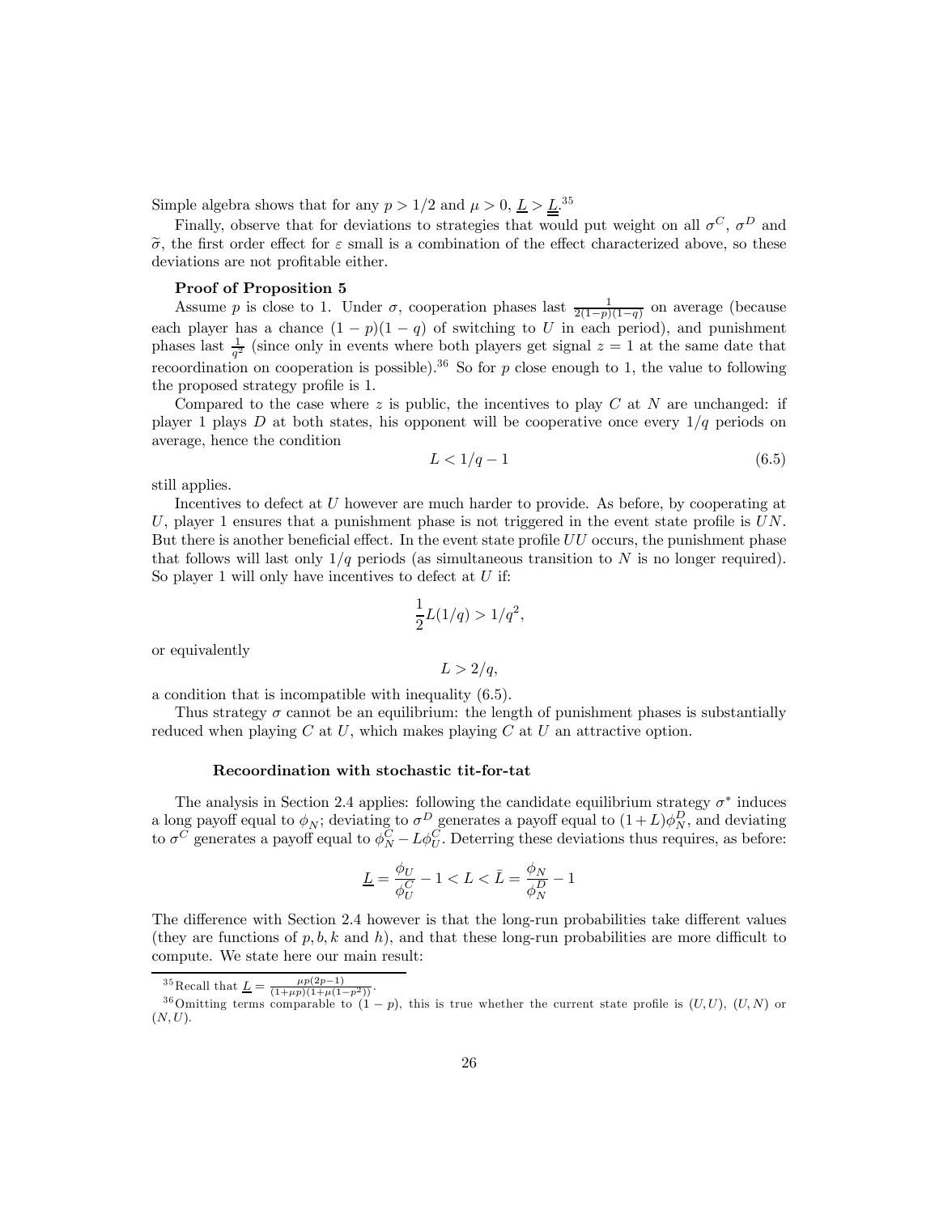Simple algebra shows that for any $p > 1/2$ and $\mu > 0$, $\underline{L} > \underline{\underline{L}}$.[35]

Finally, observe that for deviations to strategies that would put weight on all $\sigma^C$, $\sigma^D$ and $\widetilde{\sigma}$, the first order effect for $\varepsilon$ small is a combination of the effect characterized above, so these deviations are not profitable either.

**Proof of Proposition 5**

Assume $p$ is close to 1. Under $\sigma$, cooperation phases last $\frac{1}{2(1-p)(1-q)}$ on average (because each player has a chance $(1-p)(1-q)$ of switching to $U$ in each period), and punishment phases last $\frac{1}{q^2}$ (since only in events where both players get signal $z = 1$ at the same date that recoordination on cooperation is possible).[36] So for $p$ close enough to 1, the value to following the proposed strategy profile is 1.

Compared to the case where $z$ is public, the incentives to play $C$ at $N$ are unchanged: if player 1 plays $D$ at both states, his opponent will be cooperative once every $1/q$ periods on average, hence the condition

$$L < 1/q - 1 \tag{6.5}$$

still applies.

Incentives to defect at $U$ however are much harder to provide. As before, by cooperating at $U$, player 1 ensures that a punishment phase is not triggered in the event state profile is $UN$. But there is another beneficial effect. In the event state profile $UU$ occurs, the punishment phase that follows will last only $1/q$ periods (as simultaneous transition to $N$ is no longer required). So player 1 will only have incentives to defect at $U$ if:

$$\frac{1}{2}L(1/q) > 1/q^2,$$

or equivalently

$$L > 2/q,$$

a condition that is incompatible with inequality (6.5).

Thus strategy $\sigma$ cannot be an equilibrium: the length of punishment phases is substantially reduced when playing $C$ at $U$, which makes playing $C$ at $U$ an attractive option.

**Recoordination with stochastic tit-for-tat**

The analysis in Section 2.4 applies: following the candidate equilibrium strategy $\sigma^*$ induces a long payoff equal to $\phi_N$; deviating to $\sigma^D$ generates a payoff equal to $(1+L)\phi_N^D$, and deviating to $\sigma^C$ generates a payoff equal to $\phi_N^C - L\phi_U^C$. Deterring these deviations thus requires, as before:

$$\underline{L} = \frac{\phi_U}{\phi_U^C} - 1 < L < \bar{L} = \frac{\phi_N}{\phi_N^D} - 1$$

The difference with Section 2.4 however is that the long-run probabilities take different values (they are functions of $p, b, k$ and $h$), and that these long-run probabilities are more difficult to compute. We state here our main result:

---

[35] Recall that $\underline{L} = \frac{\mu p(2p-1)}{(1+\mu p)(1+\mu(1-p^2))}$.

[36] Omitting terms comparable to $(1-p)$, this is true whether the current state profile is $(U,U)$, $(U,N)$ or $(N,U)$.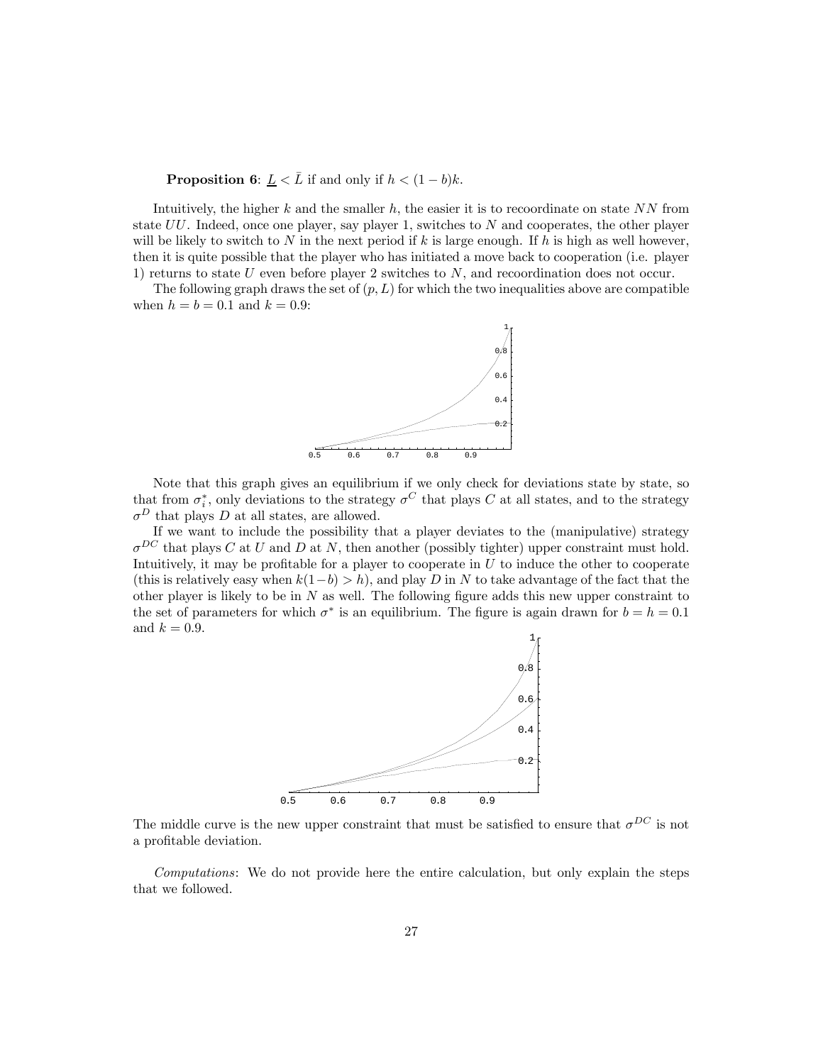**Proposition 6**: $\underline{L} < \bar{L}$ if and only if $h < (1-b)k$.

Intuitively, the higher $k$ and the smaller $h$, the easier it is to recoordinate on state $NN$ from state $UU$. Indeed, once one player, say player 1, switches to $N$ and cooperates, the other player will be likely to switch to $N$ in the next period if $k$ is large enough. If $h$ is high as well however, then it is quite possible that the player who has initiated a move back to cooperation (i.e. player 1) returns to state $U$ even before player 2 switches to $N$, and recoordination does not occur.

The following graph draws the set of $(p, L)$ for which the two inequalities above are compatible when $h = b = 0.1$ and $k = 0.9$:

Note that this graph gives an equilibrium if we only check for deviations state by state, so that from $\sigma_i^*$, only deviations to the strategy $\sigma^C$ that plays $C$ at all states, and to the strategy $\sigma^D$ that plays $D$ at all states, are allowed.

If we want to include the possibility that a player deviates to the (manipulative) strategy $\sigma^{DC}$ that plays $C$ at $U$ and $D$ at $N$, then another (possibly tighter) upper constraint must hold. Intuitively, it may be profitable for a player to cooperate in $U$ to induce the other to cooperate (this is relatively easy when $k(1-b) > h$), and play $D$ in $N$ to take advantage of the fact that the other player is likely to be in $N$ as well. The following figure adds this new upper constraint to the set of parameters for which $\sigma^*$ is an equilibrium. The figure is again drawn for $b = h = 0.1$ and $k = 0.9$.

The middle curve is the new upper constraint that must be satisfied to ensure that $\sigma^{DC}$ is not a profitable deviation.

*Computations*: We do not provide here the entire calculation, but only explain the steps that we followed.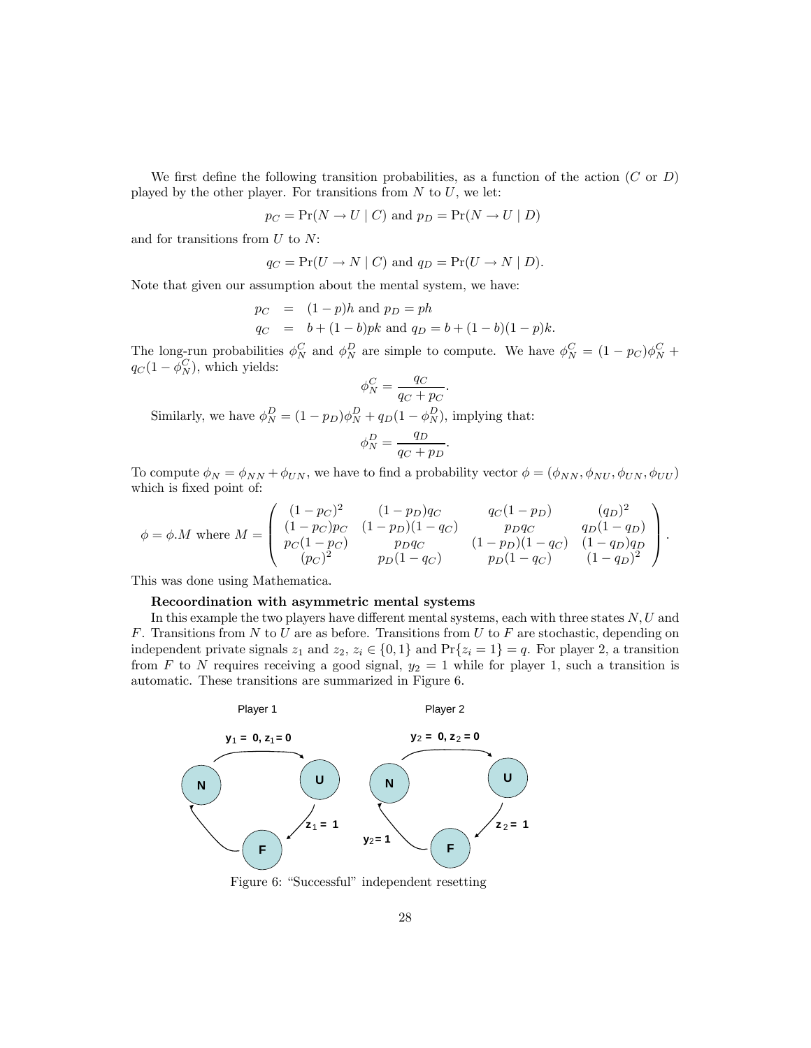We first define the following transition probabilities, as a function of the action ($C$ or $D$) played by the other player. For transitions from $N$ to $U$, we let:

$$p_C = \Pr(N \to U \mid C) \text{ and } p_D = \Pr(N \to U \mid D)$$

and for transitions from $U$ to $N$:

$$q_C = \Pr(U \to N \mid C) \text{ and } q_D = \Pr(U \to N \mid D).$$

Note that given our assumption about the mental system, we have:

$$\begin{aligned} p_C &= (1-p)h \text{ and } p_D = ph \\ q_C &= b + (1-b)pk \text{ and } q_D = b + (1-b)(1-p)k. \end{aligned}$$

The long-run probabilities $\phi_N^C$ and $\phi_N^D$ are simple to compute. We have $\phi_N^C = (1-p_C)\phi_N^C + q_C(1-\phi_N^C)$, which yields:

$$\phi_N^C = \frac{q_C}{q_C + p_C}.$$

Similarly, we have $\phi_N^D = (1-p_D)\phi_N^D + q_D(1-\phi_N^D)$, implying that:

$$\phi_N^D = \frac{q_D}{q_C + p_D}.$$

To compute $\phi_N = \phi_{NN} + \phi_{UN}$, we have to find a probability vector $\phi = (\phi_{NN}, \phi_{NU}, \phi_{UN}, \phi_{UU})$ which is fixed point of:

$$\phi = \phi.M \text{ where } M = \begin{pmatrix} (1-p_C)^2 & (1-p_D)q_C & q_C(1-p_D) & (q_D)^2 \\ (1-p_C)p_C & (1-p_D)(1-q_C) & p_D q_C & q_D(1-q_D) \\ p_C(1-p_C) & p_D q_C & (1-p_D)(1-q_C) & (1-q_D)q_D \\ (p_C)^2 & p_D(1-q_C) & p_D(1-q_C) & (1-q_D)^2 \end{pmatrix}.$$

This was done using Mathematica.

**Recoordination with asymmetric mental systems**

In this example the two players have different mental systems, each with three states $N, U$ and $F$. Transitions from $N$ to $U$ are as before. Transitions from $U$ to $F$ are stochastic, depending on independent private signals $z_1$ and $z_2$, $z_i \in \{0, 1\}$ and $\Pr\{z_i = 1\} = q$. For player 2, a transition from $F$ to $N$ requires receiving a good signal, $y_2 = 1$ while for player 1, such a transition is automatic. These transitions are summarized in Figure 6.

Figure 6: "Successful" independent resetting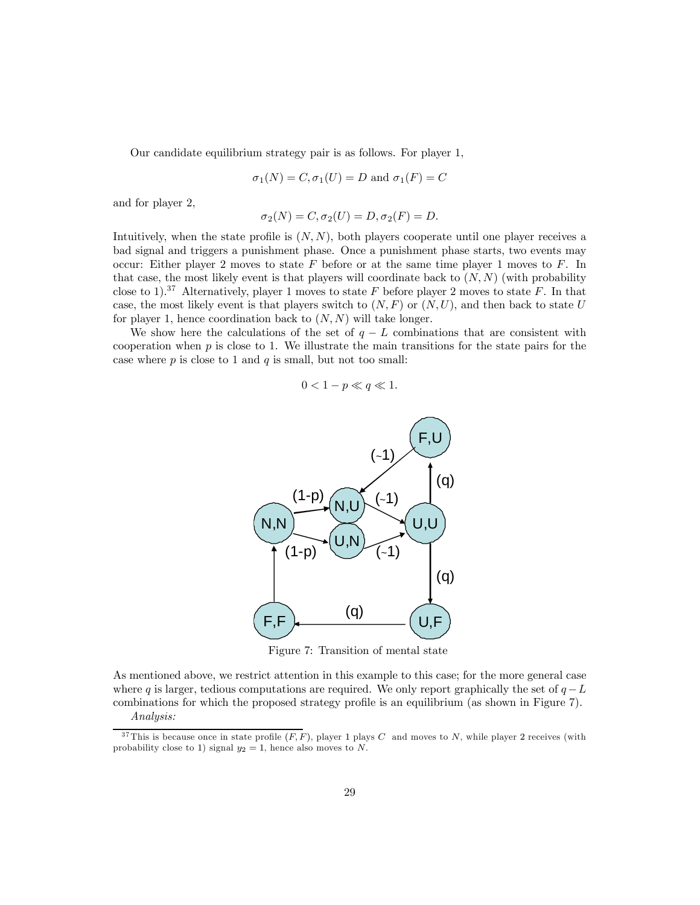Our candidate equilibrium strategy pair is as follows. For player 1,

$$\sigma_1(N) = C, \sigma_1(U) = D \text{ and } \sigma_1(F) = C$$

and for player 2,

$$\sigma_2(N) = C, \sigma_2(U) = D, \sigma_2(F) = D.$$

Intuitively, when the state profile is $(N, N)$, both players cooperate until one player receives a bad signal and triggers a punishment phase. Once a punishment phase starts, two events may occur: Either player 2 moves to state $F$ before or at the same time player 1 moves to $F$. In that case, the most likely event is that players will coordinate back to $(N, N)$ (with probability close to 1).[37] Alternatively, player 1 moves to state $F$ before player 2 moves to state $F$. In that case, the most likely event is that players switch to $(N, F)$ or $(N, U)$, and then back to state $U$ for player 1, hence coordination back to $(N, N)$ will take longer.

We show here the calculations of the set of $q - L$ combinations that are consistent with cooperation when $p$ is close to 1. We illustrate the main transitions for the state pairs for the case where $p$ is close to 1 and $q$ is small, but not too small:

$$0 < 1 - p \ll q \ll 1.$$

Figure 7: Transition of mental state

As mentioned above, we restrict attention in this example to this case; for the more general case where $q$ is larger, tedious computations are required. We only report graphically the set of $q - L$ combinations for which the proposed strategy profile is an equilibrium (as shown in Figure 7).

*Analysis:*

[37] This is because once in state profile $(F, F)$, player 1 plays $C$ and moves to $N$, while player 2 receives (with probability close to 1) signal $y_2 = 1$, hence also moves to $N$.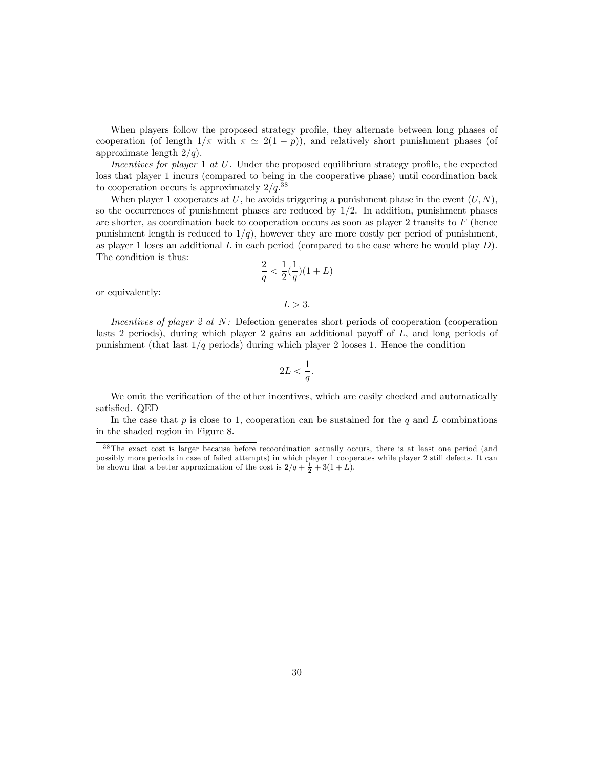When players follow the proposed strategy profile, they alternate between long phases of cooperation (of length $1/\pi$ with $\pi \simeq 2(1-p)$), and relatively short punishment phases (of approximate length $2/q$).

*Incentives for player* 1 *at* $U$. Under the proposed equilibrium strategy profile, the expected loss that player 1 incurs (compared to being in the cooperative phase) until coordination back to cooperation occurs is approximately $2/q$.[38]

When player 1 cooperates at $U$, he avoids triggering a punishment phase in the event $(U, N)$, so the occurrences of punishment phases are reduced by $1/2$. In addition, punishment phases are shorter, as coordination back to cooperation occurs as soon as player 2 transits to $F$ (hence punishment length is reduced to $1/q$), however they are more costly per period of punishment, as player 1 loses an additional $L$ in each period (compared to the case where he would play $D$). The condition is thus:

$$\frac{2}{q} < \frac{1}{2}(\frac{1}{q})(1+L)$$

or equivalently:

$$L > 3.$$

*Incentives of player 2 at* $N$*:* Defection generates short periods of cooperation (cooperation lasts 2 periods), during which player 2 gains an additional payoff of $L$, and long periods of punishment (that last $1/q$ periods) during which player 2 looses 1. Hence the condition

$$2L < \frac{1}{q}.$$

We omit the verification of the other incentives, which are easily checked and automatically satisfied. QED

In the case that $p$ is close to 1, cooperation can be sustained for the $q$ and $L$ combinations in the shaded region in Figure 8.

[38] The exact cost is larger because before recoordination actually occurs, there is at least one period (and possibly more periods in case of failed attempts) in which player 1 cooperates while player 2 still defects. It can be shown that a better approximation of the cost is $2/q + \frac{1}{2} + 3(1+L)$.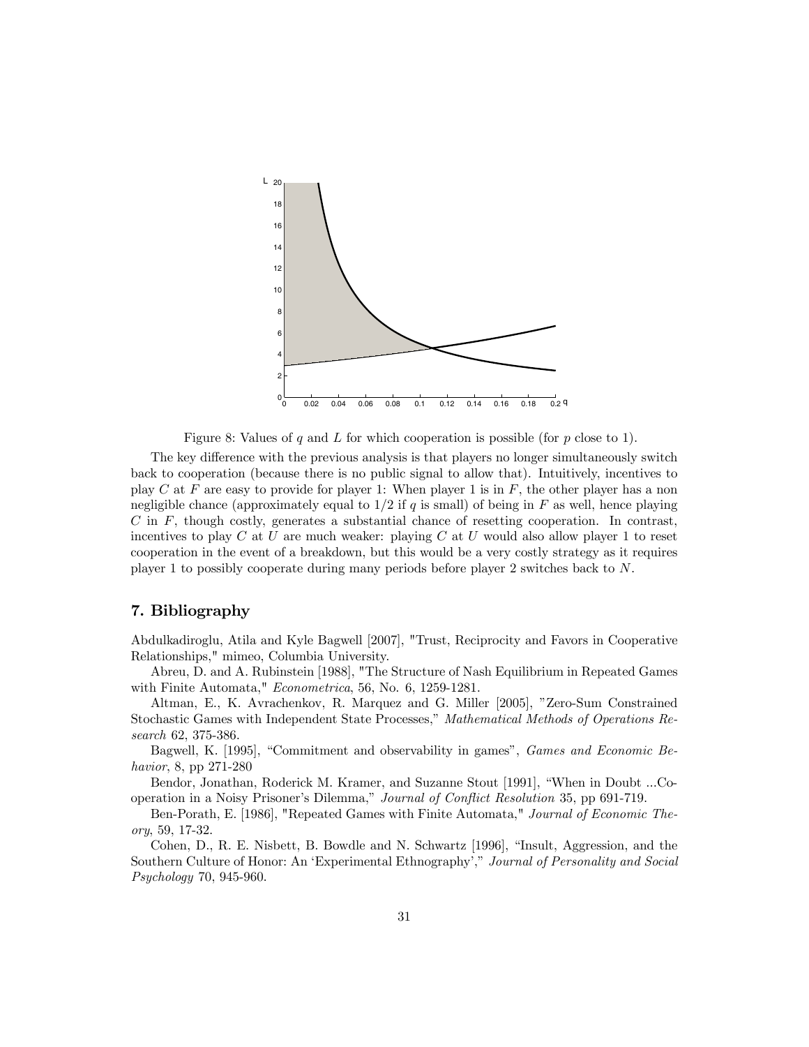Figure 8: Values of $q$ and $L$ for which cooperation is possible (for $p$ close to 1).

The key difference with the previous analysis is that players no longer simultaneously switch back to cooperation (because there is no public signal to allow that). Intuitively, incentives to play $C$ at $F$ are easy to provide for player 1: When player 1 is in $F$, the other player has a non negligible chance (approximately equal to $1/2$ if $q$ is small) of being in $F$ as well, hence playing $C$ in $F$, though costly, generates a substantial chance of resetting cooperation. In contrast, incentives to play $C$ at $U$ are much weaker: playing $C$ at $U$ would also allow player 1 to reset cooperation in the event of a breakdown, but this would be a very costly strategy as it requires player 1 to possibly cooperate during many periods before player 2 switches back to $N$.

## 7. Bibliography

Abdulkadiroglu, Atila and Kyle Bagwell [2007], "Trust, Reciprocity and Favors in Cooperative Relationships," mimeo, Columbia University.

Abreu, D. and A. Rubinstein [1988], "The Structure of Nash Equilibrium in Repeated Games with Finite Automata," *Econometrica*, 56, No. 6, 1259-1281.

Altman, E., K. Avrachenkov, R. Marquez and G. Miller [2005], "Zero-Sum Constrained Stochastic Games with Independent State Processes," *Mathematical Methods of Operations Research* 62, 375-386.

Bagwell, K. [1995], "Commitment and observability in games", *Games and Economic Behavior*, 8, pp 271-280

Bendor, Jonathan, Roderick M. Kramer, and Suzanne Stout [1991], "When in Doubt ...Cooperation in a Noisy Prisoner's Dilemma," *Journal of Conflict Resolution* 35, pp 691-719.

Ben-Porath, E. [1986], "Repeated Games with Finite Automata," *Journal of Economic Theory*, 59, 17-32.

Cohen, D., R. E. Nisbett, B. Bowdle and N. Schwartz [1996], "Insult, Aggression, and the Southern Culture of Honor: An 'Experimental Ethnography'," *Journal of Personality and Social Psychology* 70, 945-960.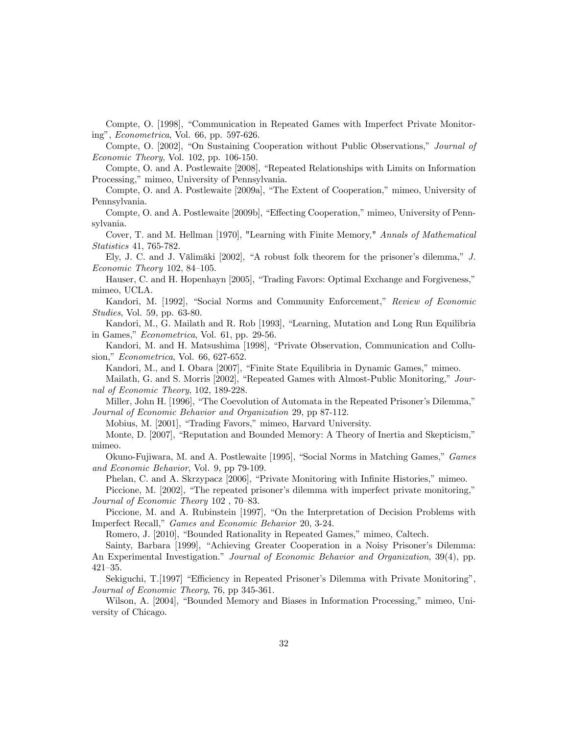Compte, O. [1998], "Communication in Repeated Games with Imperfect Private Monitoring", *Econometrica*, Vol. 66, pp. 597-626.

Compte, O. [2002], "On Sustaining Cooperation without Public Observations," *Journal of Economic Theory*, Vol. 102, pp. 106-150.

Compte, O. and A. Postlewaite [2008], "Repeated Relationships with Limits on Information Processing," mimeo, University of Pennsylvania.

Compte, O. and A. Postlewaite [2009a], "The Extent of Cooperation," mimeo, University of Pennsylvania.

Compte, O. and A. Postlewaite [2009b], "Effecting Cooperation," mimeo, University of Pennsylvania.

Cover, T. and M. Hellman [1970], "Learning with Finite Memory," *Annals of Mathematical Statistics* 41, 765-782.

Ely, J. C. and J. Välimäki [2002], "A robust folk theorem for the prisoner's dilemma," *J. Economic Theory* 102, 84–105.

Hauser, C. and H. Hopenhayn [2005], "Trading Favors: Optimal Exchange and Forgiveness," mimeo, UCLA.

Kandori, M. [1992], "Social Norms and Community Enforcement," *Review of Economic Studies*, Vol. 59, pp. 63-80.

Kandori, M., G. Mailath and R. Rob [1993], "Learning, Mutation and Long Run Equilibria in Games," *Econometrica*, Vol. 61, pp. 29-56.

Kandori, M. and H. Matsushima [1998], "Private Observation, Communication and Collusion," *Econometrica*, Vol. 66, 627-652.

Kandori, M., and I. Obara [2007], "Finite State Equilibria in Dynamic Games," mimeo.

Mailath, G. and S. Morris [2002], "Repeated Games with Almost-Public Monitoring," *Journal of Economic Theory*, 102, 189-228.

Miller, John H. [1996], "The Coevolution of Automata in the Repeated Prisoner's Dilemma," *Journal of Economic Behavior and Organization* 29, pp 87-112.

Mobius, M. [2001], "Trading Favors," mimeo, Harvard University.

Monte, D. [2007], "Reputation and Bounded Memory: A Theory of Inertia and Skepticism," mimeo.

Okuno-Fujiwara, M. and A. Postlewaite [1995], "Social Norms in Matching Games," *Games and Economic Behavior*, Vol. 9, pp 79-109.

Phelan, C. and A. Skrzypacz [2006], "Private Monitoring with Infinite Histories," mimeo.

Piccione, M. [2002], "The repeated prisoner's dilemma with imperfect private monitoring," *Journal of Economic Theory* 102 , 70–83.

Piccione, M. and A. Rubinstein [1997], "On the Interpretation of Decision Problems with Imperfect Recall," *Games and Economic Behavior* 20, 3-24.

Romero, J. [2010], "Bounded Rationality in Repeated Games," mimeo, Caltech.

Sainty, Barbara [1999], "Achieving Greater Cooperation in a Noisy Prisoner's Dilemma: An Experimental Investigation." *Journal of Economic Behavior and Organization*, 39(4), pp. 421–35.

Sekiguchi, T.[1997] "Efficiency in Repeated Prisoner's Dilemma with Private Monitoring", *Journal of Economic Theory*, 76, pp 345-361.

Wilson, A. [2004], "Bounded Memory and Biases in Information Processing," mimeo, University of Chicago.